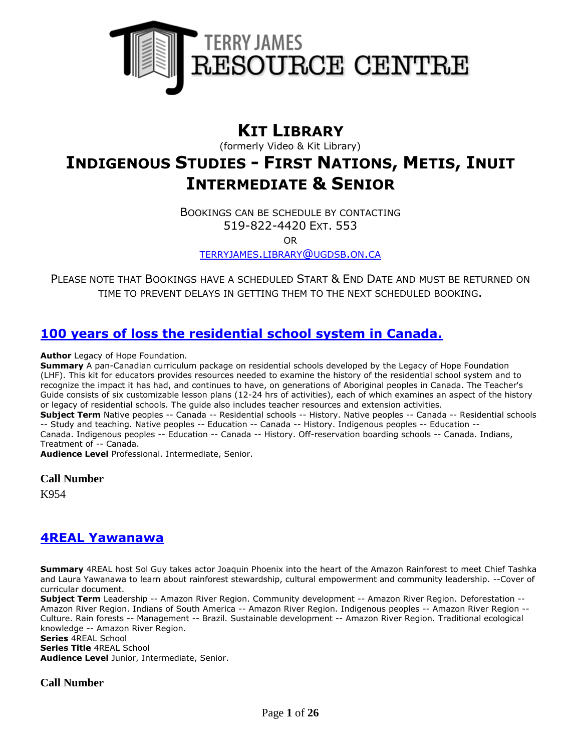TERRY JAMES RESOURCE CENTRE

# KIT LIBRARY

(formerly Video & Kit Library)

# INDIGENOUS STUDIES - FIRST NATIONS, METIS, INUIT INTERMEDIATE & SENIOR

BOOKINGS CAN BE SCHEDULE BY CONTACTING
519-822-4420 EXT. 553
OR
TERRYJAMES.LIBRARY@UGDSB.ON.CA

PLEASE NOTE THAT BOOKINGS HAVE A SCHEDULED START & END DATE AND MUST BE RETURNED ON TIME TO PREVENT DELAYS IN GETTING THEM TO THE NEXT SCHEDULED BOOKING.

## 100 years of loss the residential school system in Canada.

**Author** Legacy of Hope Foundation.
**Summary** A pan-Canadian curriculum package on residential schools developed by the Legacy of Hope Foundation (LHF). This kit for educators provides resources needed to examine the history of the residential school system and to recognize the impact it has had, and continues to have, on generations of Aboriginal peoples in Canada. The Teacher's Guide consists of six customizable lesson plans (12-24 hrs of activities), each of which examines an aspect of the history or legacy of residential schools. The guide also includes teacher resources and extension activities.
**Subject Term** Native peoples -- Canada -- Residential schools -- History. Native peoples -- Canada -- Residential schools -- Study and teaching. Native peoples -- Education -- Canada -- History. Indigenous peoples -- Education -- Canada. Indigenous peoples -- Education -- Canada -- History. Off-reservation boarding schools -- Canada. Indians, Treatment of -- Canada.
**Audience Level** Professional. Intermediate, Senior.

### Call Number

K954

## 4REAL Yawanawa

**Summary** 4REAL host Sol Guy takes actor Joaquin Phoenix into the heart of the Amazon Rainforest to meet Chief Tashka and Laura Yawanawa to learn about rainforest stewardship, cultural empowerment and community leadership. --Cover of curricular document.
**Subject Term** Leadership -- Amazon River Region. Community development -- Amazon River Region. Deforestation -- Amazon River Region. Indians of South America -- Amazon River Region. Indigenous peoples -- Amazon River Region -- Culture. Rain forests -- Management -- Brazil. Sustainable development -- Amazon River Region. Traditional ecological knowledge -- Amazon River Region.
**Series** 4REAL School
**Series Title** 4REAL School
**Audience Level** Junior, Intermediate, Senior.

### Call Number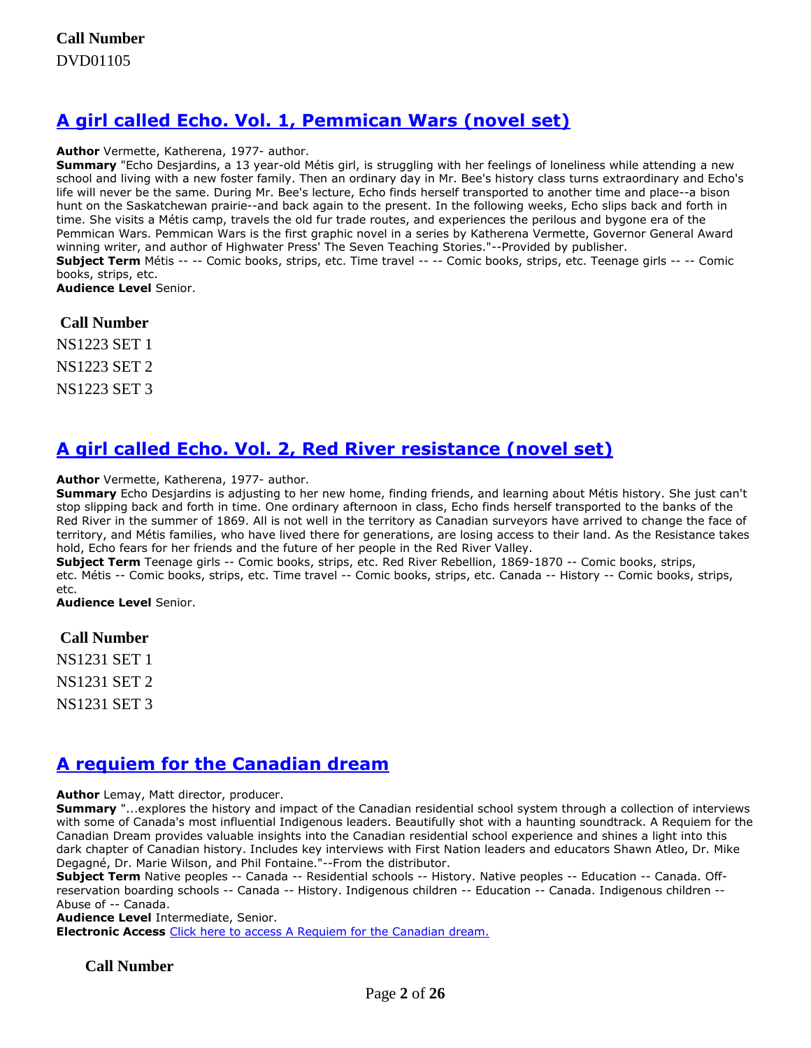**Call Number**

DVD01105

## [A girl called Echo. Vol. 1, Pemmican Wars (novel set)]

**Author** Vermette, Katherena, 1977- author.
**Summary** "Echo Desjardins, a 13 year-old Métis girl, is struggling with her feelings of loneliness while attending a new school and living with a new foster family. Then an ordinary day in Mr. Bee's history class turns extraordinary and Echo's life will never be the same. During Mr. Bee's lecture, Echo finds herself transported to another time and place--a bison hunt on the Saskatchewan prairie--and back again to the present. In the following weeks, Echo slips back and forth in time. She visits a Métis camp, travels the old fur trade routes, and experiences the perilous and bygone era of the Pemmican Wars. Pemmican Wars is the first graphic novel in a series by Katherena Vermette, Governor General Award winning writer, and author of Highwater Press' The Seven Teaching Stories."--Provided by publisher.
**Subject Term** Métis -- -- Comic books, strips, etc. Time travel -- -- Comic books, strips, etc. Teenage girls -- -- Comic books, strips, etc.
**Audience Level** Senior.

**Call Number**

NS1223 SET 1

NS1223 SET 2

NS1223 SET 3

## [A girl called Echo. Vol. 2, Red River resistance (novel set)]

**Author** Vermette, Katherena, 1977- author.
**Summary** Echo Desjardins is adjusting to her new home, finding friends, and learning about Métis history. She just can't stop slipping back and forth in time. One ordinary afternoon in class, Echo finds herself transported to the banks of the Red River in the summer of 1869. All is not well in the territory as Canadian surveyors have arrived to change the face of territory, and Métis families, who have lived there for generations, are losing access to their land. As the Resistance takes hold, Echo fears for her friends and the future of her people in the Red River Valley.
**Subject Term** Teenage girls -- Comic books, strips, etc. Red River Rebellion, 1869-1870 -- Comic books, strips, etc. Métis -- Comic books, strips, etc. Time travel -- Comic books, strips, etc. Canada -- History -- Comic books, strips, etc.
**Audience Level** Senior.

**Call Number**

NS1231 SET 1

NS1231 SET 2

NS1231 SET 3

## [A requiem for the Canadian dream]

**Author** Lemay, Matt director, producer.
**Summary** "...explores the history and impact of the Canadian residential school system through a collection of interviews with some of Canada's most influential Indigenous leaders. Beautifully shot with a haunting soundtrack. A Requiem for the Canadian Dream provides valuable insights into the Canadian residential school experience and shines a light into this dark chapter of Canadian history. Includes key interviews with First Nation leaders and educators Shawn Atleo, Dr. Mike Degagné, Dr. Marie Wilson, and Phil Fontaine."--From the distributor.
**Subject Term** Native peoples -- Canada -- Residential schools -- History. Native peoples -- Education -- Canada. Off-reservation boarding schools -- Canada -- History. Indigenous children -- Education -- Canada. Indigenous children -- Abuse of -- Canada.
**Audience Level** Intermediate, Senior.
**Electronic Access** [Click here to access A Requiem for the Canadian dream.]

**Call Number**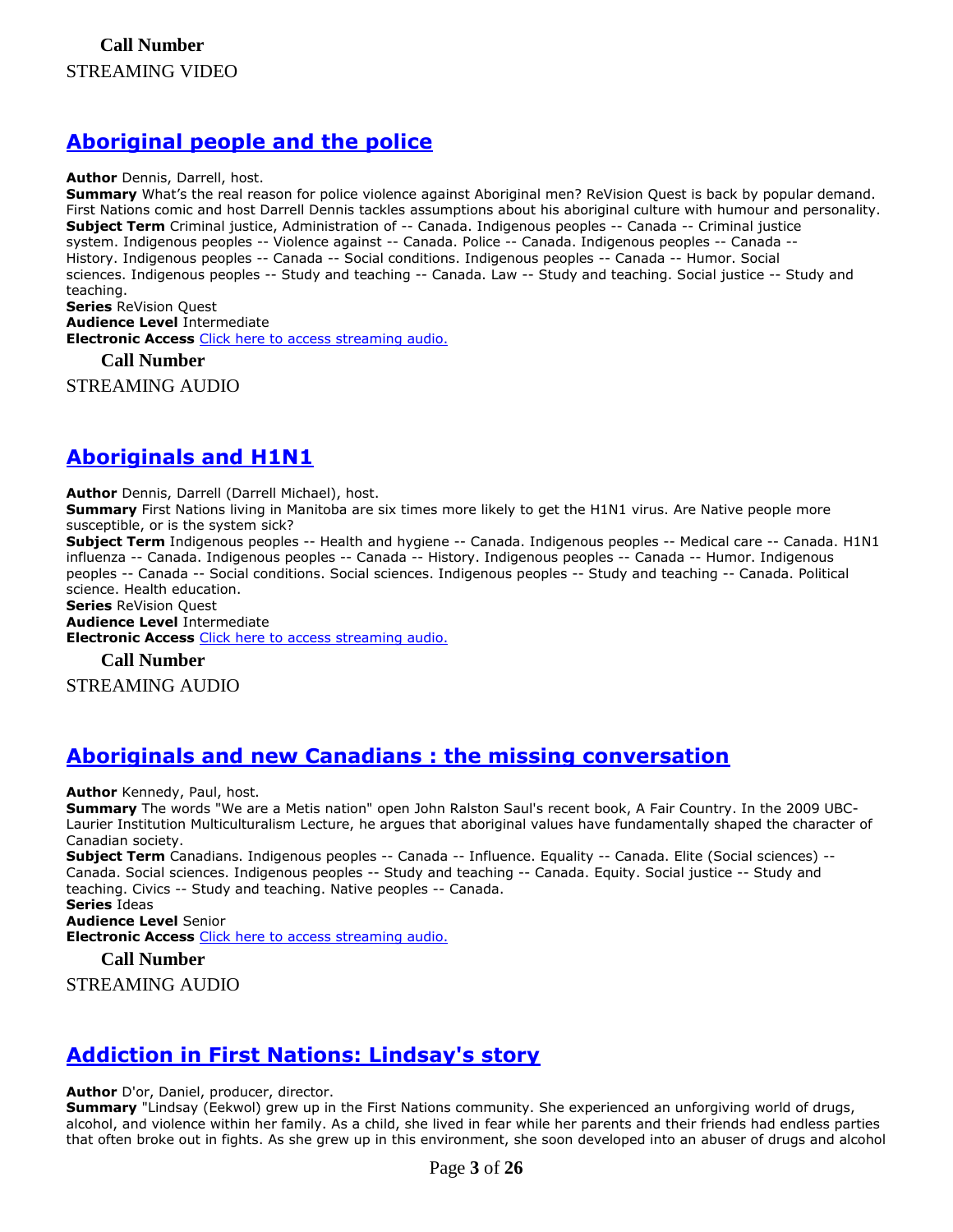**Call Number**

STREAMING VIDEO

## [Aboriginal people and the police]

**Author** Dennis, Darrell, host.
**Summary** What's the real reason for police violence against Aboriginal men? ReVision Quest is back by popular demand. First Nations comic and host Darrell Dennis tackles assumptions about his aboriginal culture with humour and personality.
**Subject Term** Criminal justice, Administration of -- Canada. Indigenous peoples -- Canada -- Criminal justice system. Indigenous peoples -- Violence against -- Canada. Police -- Canada. Indigenous peoples -- Canada -- History. Indigenous peoples -- Canada -- Social conditions. Indigenous peoples -- Canada -- Humor. Social sciences. Indigenous peoples -- Study and teaching -- Canada. Law -- Study and teaching. Social justice -- Study and teaching.
**Series** ReVision Quest
**Audience Level** Intermediate
**Electronic Access** Click here to access streaming audio.

**Call Number**

STREAMING AUDIO

## [Aboriginals and H1N1]

**Author** Dennis, Darrell (Darrell Michael), host.
**Summary** First Nations living in Manitoba are six times more likely to get the H1N1 virus. Are Native people more susceptible, or is the system sick?
**Subject Term** Indigenous peoples -- Health and hygiene -- Canada. Indigenous peoples -- Medical care -- Canada. H1N1 influenza -- Canada. Indigenous peoples -- Canada -- History. Indigenous peoples -- Canada -- Humor. Indigenous peoples -- Canada -- Social conditions. Social sciences. Indigenous peoples -- Study and teaching -- Canada. Political science. Health education.
**Series** ReVision Quest
**Audience Level** Intermediate
**Electronic Access** Click here to access streaming audio.

**Call Number**

STREAMING AUDIO

## [Aboriginals and new Canadians : the missing conversation]

**Author** Kennedy, Paul, host.
**Summary** The words "We are a Metis nation" open John Ralston Saul's recent book, A Fair Country. In the 2009 UBC-Laurier Institution Multiculturalism Lecture, he argues that aboriginal values have fundamentally shaped the character of Canadian society.
**Subject Term** Canadians. Indigenous peoples -- Canada -- Influence. Equality -- Canada. Elite (Social sciences) -- Canada. Social sciences. Indigenous peoples -- Study and teaching -- Canada. Equity. Social justice -- Study and teaching. Civics -- Study and teaching. Native peoples -- Canada.
**Series** Ideas
**Audience Level** Senior
**Electronic Access** Click here to access streaming audio.

**Call Number**

STREAMING AUDIO

## [Addiction in First Nations: Lindsay's story]

**Author** D'or, Daniel, producer, director.
**Summary** "Lindsay (Eekwol) grew up in the First Nations community. She experienced an unforgiving world of drugs, alcohol, and violence within her family. As a child, she lived in fear while her parents and their friends had endless parties that often broke out in fights. As she grew up in this environment, she soon developed into an abuser of drugs and alcohol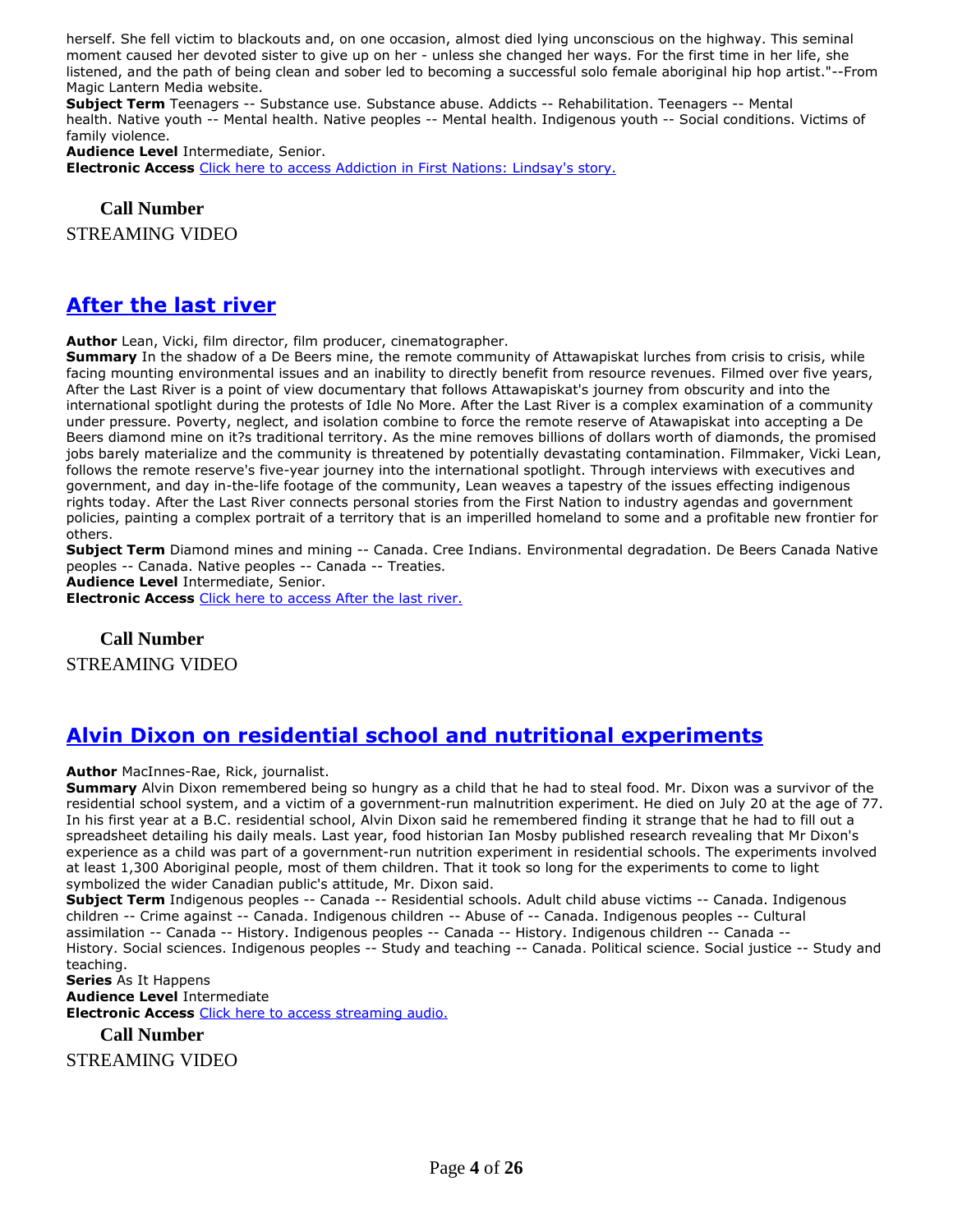herself. She fell victim to blackouts and, on one occasion, almost died lying unconscious on the highway. This seminal moment caused her devoted sister to give up on her - unless she changed her ways. For the first time in her life, she listened, and the path of being clean and sober led to becoming a successful solo female aboriginal hip hop artist."--From Magic Lantern Media website.
**Subject Term** Teenagers -- Substance use. Substance abuse. Addicts -- Rehabilitation. Teenagers -- Mental health. Native youth -- Mental health. Native peoples -- Mental health. Indigenous youth -- Social conditions. Victims of family violence.
**Audience Level** Intermediate, Senior.
**Electronic Access** [Click here to access Addiction in First Nations: Lindsay's story.]()

**Call Number**
STREAMING VIDEO

## After the last river

**Author** Lean, Vicki, film director, film producer, cinematographer.
**Summary** In the shadow of a De Beers mine, the remote community of Attawapiskat lurches from crisis to crisis, while facing mounting environmental issues and an inability to directly benefit from resource revenues. Filmed over five years, After the Last River is a point of view documentary that follows Attawapiskat's journey from obscurity and into the international spotlight during the protests of Idle No More. After the Last River is a complex examination of a community under pressure. Poverty, neglect, and isolation combine to force the remote reserve of Atawapiskat into accepting a De Beers diamond mine on it?s traditional territory. As the mine removes billions of dollars worth of diamonds, the promised jobs barely materialize and the community is threatened by potentially devastating contamination. Filmmaker, Vicki Lean, follows the remote reserve's five-year journey into the international spotlight. Through interviews with executives and government, and day in-the-life footage of the community, Lean weaves a tapestry of the issues effecting indigenous rights today. After the Last River connects personal stories from the First Nation to industry agendas and government policies, painting a complex portrait of a territory that is an imperilled homeland to some and a profitable new frontier for others.
**Subject Term** Diamond mines and mining -- Canada. Cree Indians. Environmental degradation. De Beers Canada Native peoples -- Canada. Native peoples -- Canada -- Treaties.
**Audience Level** Intermediate, Senior.
**Electronic Access** [Click here to access After the last river.]()

**Call Number**
STREAMING VIDEO

## Alvin Dixon on residential school and nutritional experiments

**Author** MacInnes-Rae, Rick, journalist.
**Summary** Alvin Dixon remembered being so hungry as a child that he had to steal food. Mr. Dixon was a survivor of the residential school system, and a victim of a government-run malnutrition experiment. He died on July 20 at the age of 77. In his first year at a B.C. residential school, Alvin Dixon said he remembered finding it strange that he had to fill out a spreadsheet detailing his daily meals. Last year, food historian Ian Mosby published research revealing that Mr Dixon's experience as a child was part of a government-run nutrition experiment in residential schools. The experiments involved at least 1,300 Aboriginal people, most of them children. That it took so long for the experiments to come to light symbolized the wider Canadian public's attitude, Mr. Dixon said.
**Subject Term** Indigenous peoples -- Canada -- Residential schools. Adult child abuse victims -- Canada. Indigenous children -- Crime against -- Canada. Indigenous children -- Abuse of -- Canada. Indigenous peoples -- Cultural assimilation -- Canada -- History. Indigenous peoples -- Canada -- History. Indigenous children -- Canada -- History. Social sciences. Indigenous peoples -- Study and teaching -- Canada. Political science. Social justice -- Study and teaching.
**Series** As It Happens
**Audience Level** Intermediate
**Electronic Access** [Click here to access streaming audio.]()

**Call Number**
STREAMING VIDEO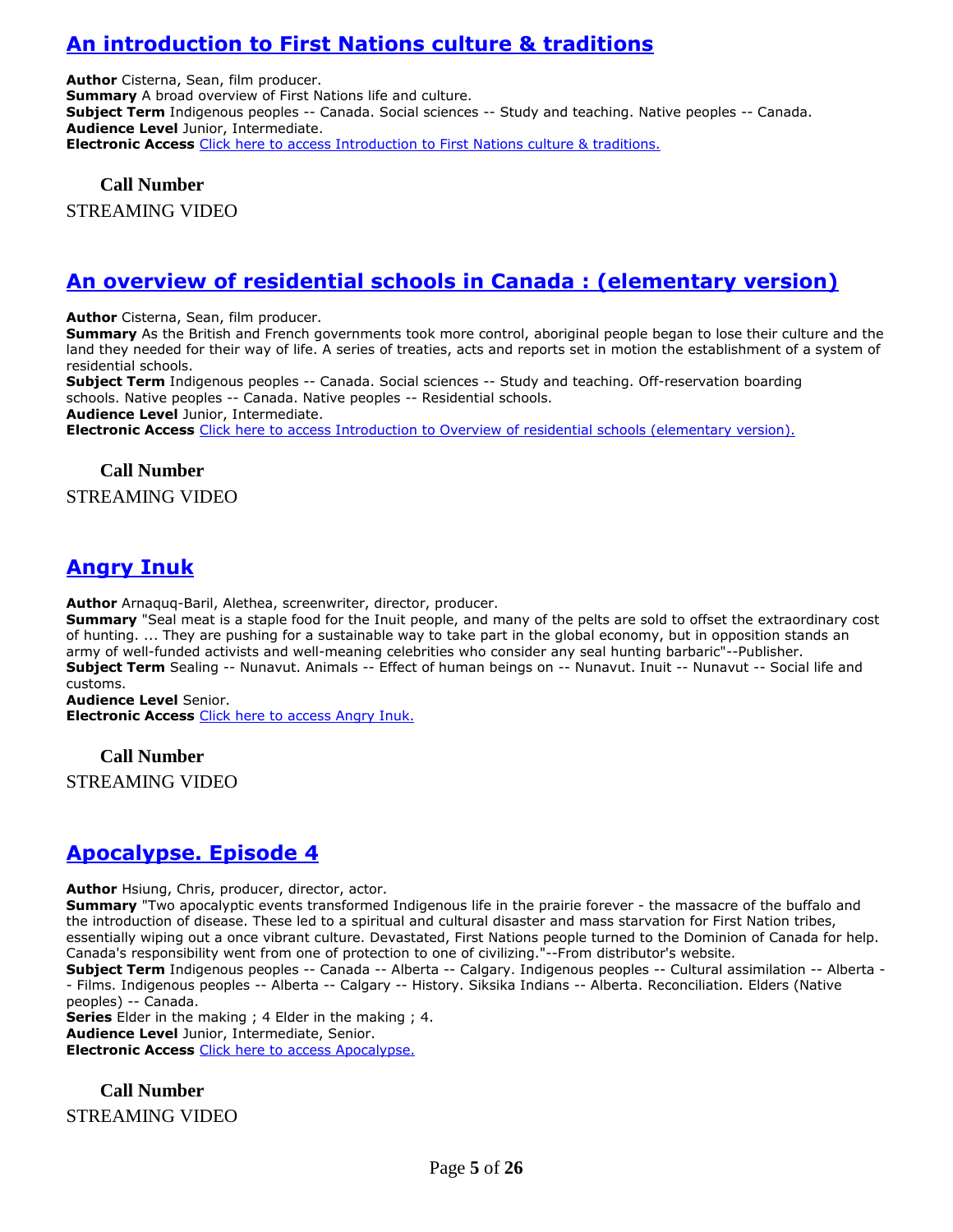## An introduction to First Nations culture & traditions

**Author** Cisterna, Sean, film producer.
**Summary** A broad overview of First Nations life and culture.
**Subject Term** Indigenous peoples -- Canada. Social sciences -- Study and teaching. Native peoples -- Canada.
**Audience Level** Junior, Intermediate.
**Electronic Access** Click here to access Introduction to First Nations culture & traditions.

**Call Number**

STREAMING VIDEO

## An overview of residential schools in Canada : (elementary version)

**Author** Cisterna, Sean, film producer.
**Summary** As the British and French governments took more control, aboriginal people began to lose their culture and the land they needed for their way of life. A series of treaties, acts and reports set in motion the establishment of a system of residential schools.
**Subject Term** Indigenous peoples -- Canada. Social sciences -- Study and teaching. Off-reservation boarding schools. Native peoples -- Canada. Native peoples -- Residential schools.
**Audience Level** Junior, Intermediate.
**Electronic Access** Click here to access Introduction to Overview of residential schools (elementary version).

**Call Number**

STREAMING VIDEO

## Angry Inuk

**Author** Arnaquq-Baril, Alethea, screenwriter, director, producer.
**Summary** "Seal meat is a staple food for the Inuit people, and many of the pelts are sold to offset the extraordinary cost of hunting. ... They are pushing for a sustainable way to take part in the global economy, but in opposition stands an army of well-funded activists and well-meaning celebrities who consider any seal hunting barbaric"--Publisher.
**Subject Term** Sealing -- Nunavut. Animals -- Effect of human beings on -- Nunavut. Inuit -- Nunavut -- Social life and customs.
**Audience Level** Senior.
**Electronic Access** Click here to access Angry Inuk.

**Call Number**

STREAMING VIDEO

## Apocalypse. Episode 4

**Author** Hsiung, Chris, producer, director, actor.
**Summary** "Two apocalyptic events transformed Indigenous life in the prairie forever - the massacre of the buffalo and the introduction of disease. These led to a spiritual and cultural disaster and mass starvation for First Nation tribes, essentially wiping out a once vibrant culture. Devastated, First Nations people turned to the Dominion of Canada for help. Canada's responsibility went from one of protection to one of civilizing."--From distributor's website.
**Subject Term** Indigenous peoples -- Canada -- Alberta -- Calgary. Indigenous peoples -- Cultural assimilation -- Alberta -- Films. Indigenous peoples -- Alberta -- Calgary -- History. Siksika Indians -- Alberta. Reconciliation. Elders (Native peoples) -- Canada.
**Series** Elder in the making ; 4 Elder in the making ; 4.
**Audience Level** Junior, Intermediate, Senior.
**Electronic Access** Click here to access Apocalypse.

**Call Number**

STREAMING VIDEO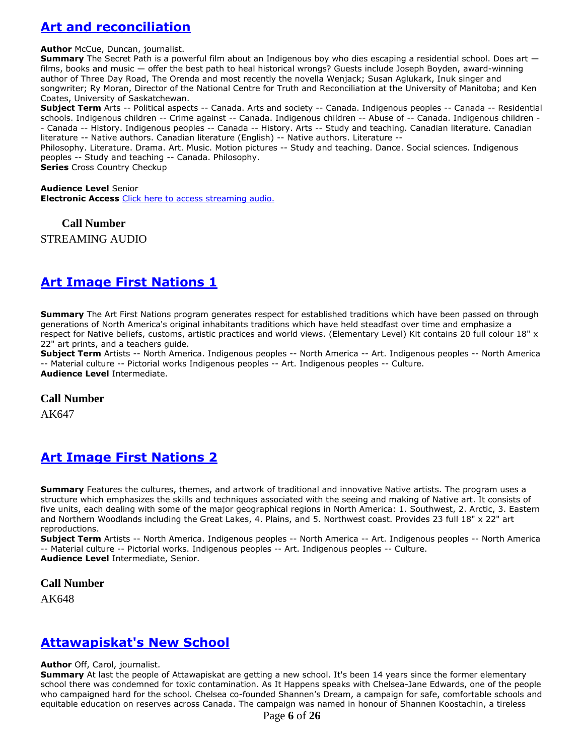## [Art and reconciliation]

**Author** McCue, Duncan, journalist.
**Summary** The Secret Path is a powerful film about an Indigenous boy who dies escaping a residential school. Does art — films, books and music — offer the best path to heal historical wrongs? Guests include Joseph Boyden, award-winning author of Three Day Road, The Orenda and most recently the novella Wenjack; Susan Aglukark, Inuk singer and songwriter; Ry Moran, Director of the National Centre for Truth and Reconciliation at the University of Manitoba; and Ken Coates, University of Saskatchewan.
**Subject Term** Arts -- Political aspects -- Canada. Arts and society -- Canada. Indigenous peoples -- Canada -- Residential schools. Indigenous children -- Crime against -- Canada. Indigenous children -- Abuse of -- Canada. Indigenous children -- Canada -- History. Indigenous peoples -- Canada -- History. Arts -- Study and teaching. Canadian literature. Canadian literature -- Native authors. Canadian literature (English) -- Native authors. Literature -- Philosophy. Literature. Drama. Art. Music. Motion pictures -- Study and teaching. Dance. Social sciences. Indigenous peoples -- Study and teaching -- Canada. Philosophy.
**Series** Cross Country Checkup

**Audience Level** Senior
**Electronic Access** Click here to access streaming audio.

**Call Number**
STREAMING AUDIO

## [Art Image First Nations 1]

**Summary** The Art First Nations program generates respect for established traditions which have been passed on through generations of North America's original inhabitants traditions which have held steadfast over time and emphasize a respect for Native beliefs, customs, artistic practices and world views. (Elementary Level) Kit contains 20 full colour 18" x 22" art prints, and a teachers guide.
**Subject Term** Artists -- North America. Indigenous peoples -- North America -- Art. Indigenous peoples -- North America -- Material culture -- Pictorial works Indigenous peoples -- Art. Indigenous peoples -- Culture.
**Audience Level** Intermediate.

**Call Number**
AK647

## [Art Image First Nations 2]

**Summary** Features the cultures, themes, and artwork of traditional and innovative Native artists. The program uses a structure which emphasizes the skills and techniques associated with the seeing and making of Native art. It consists of five units, each dealing with some of the major geographical regions in North America: 1. Southwest, 2. Arctic, 3. Eastern and Northern Woodlands including the Great Lakes, 4. Plains, and 5. Northwest coast. Provides 23 full 18" x 22" art reproductions.
**Subject Term** Artists -- North America. Indigenous peoples -- North America -- Art. Indigenous peoples -- North America -- Material culture -- Pictorial works. Indigenous peoples -- Art. Indigenous peoples -- Culture.
**Audience Level** Intermediate, Senior.

**Call Number**
AK648

## [Attawapiskat's New School]

**Author** Off, Carol, journalist.
**Summary** At last the people of Attawapiskat are getting a new school. It's been 14 years since the former elementary school there was condemned for toxic contamination. As It Happens speaks with Chelsea-Jane Edwards, one of the people who campaigned hard for the school. Chelsea co-founded Shannen's Dream, a campaign for safe, comfortable schools and equitable education on reserves across Canada. The campaign was named in honour of Shannen Koostachin, a tireless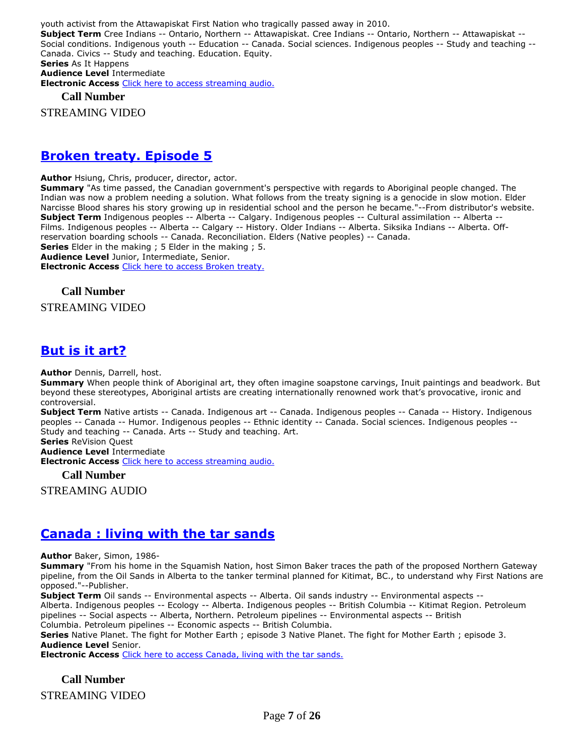youth activist from the Attawapiskat First Nation who tragically passed away in 2010.
**Subject Term** Cree Indians -- Ontario, Northern -- Attawapiskat. Cree Indians -- Ontario, Northern -- Attawapiskat -- Social conditions. Indigenous youth -- Education -- Canada. Social sciences. Indigenous peoples -- Study and teaching -- Canada. Civics -- Study and teaching. Education. Equity.
**Series** As It Happens
**Audience Level** Intermediate
**Electronic Access** Click here to access streaming audio.

**Call Number**

STREAMING VIDEO

## Broken treaty. Episode 5

**Author** Hsiung, Chris, producer, director, actor.
**Summary** "As time passed, the Canadian government's perspective with regards to Aboriginal people changed. The Indian was now a problem needing a solution. What follows from the treaty signing is a genocide in slow motion. Elder Narcisse Blood shares his story growing up in residential school and the person he became."--From distributor's website.
**Subject Term** Indigenous peoples -- Alberta -- Calgary. Indigenous peoples -- Cultural assimilation -- Alberta -- Films. Indigenous peoples -- Alberta -- Calgary -- History. Older Indians -- Alberta. Siksika Indians -- Alberta. Off-reservation boarding schools -- Canada. Reconciliation. Elders (Native peoples) -- Canada.
**Series** Elder in the making ; 5 Elder in the making ; 5.
**Audience Level** Junior, Intermediate, Senior.
**Electronic Access** Click here to access Broken treaty.

**Call Number**

STREAMING VIDEO

## But is it art?

**Author** Dennis, Darrell, host.
**Summary** When people think of Aboriginal art, they often imagine soapstone carvings, Inuit paintings and beadwork. But beyond these stereotypes, Aboriginal artists are creating internationally renowned work that's provocative, ironic and controversial.
**Subject Term** Native artists -- Canada. Indigenous art -- Canada. Indigenous peoples -- Canada -- History. Indigenous peoples -- Canada -- Humor. Indigenous peoples -- Ethnic identity -- Canada. Social sciences. Indigenous peoples -- Study and teaching -- Canada. Arts -- Study and teaching. Art.
**Series** ReVision Quest
**Audience Level** Intermediate
**Electronic Access** Click here to access streaming audio.

**Call Number**

STREAMING AUDIO

## Canada : living with the tar sands

**Author** Baker, Simon, 1986-
**Summary** "From his home in the Squamish Nation, host Simon Baker traces the path of the proposed Northern Gateway pipeline, from the Oil Sands in Alberta to the tanker terminal planned for Kitimat, BC., to understand why First Nations are opposed."--Publisher.
**Subject Term** Oil sands -- Environmental aspects -- Alberta. Oil sands industry -- Environmental aspects -- Alberta. Indigenous peoples -- Ecology -- Alberta. Indigenous peoples -- British Columbia -- Kitimat Region. Petroleum pipelines -- Social aspects -- Alberta, Northern. Petroleum pipelines -- Environmental aspects -- British Columbia. Petroleum pipelines -- Economic aspects -- British Columbia.
**Series** Native Planet. The fight for Mother Earth ; episode 3 Native Planet. The fight for Mother Earth ; episode 3.
**Audience Level** Senior.
**Electronic Access** Click here to access Canada, living with the tar sands.

**Call Number**

STREAMING VIDEO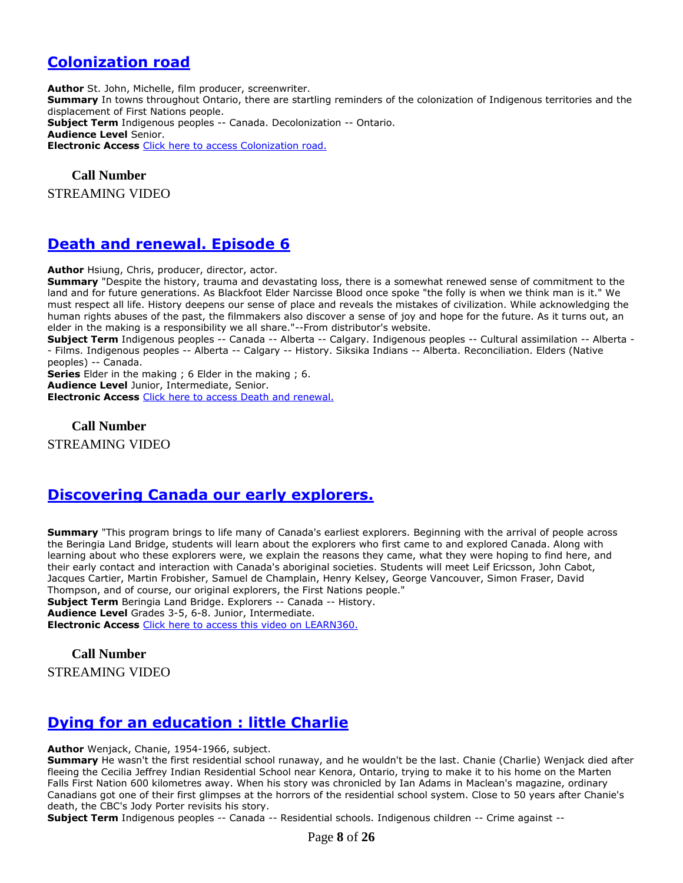## Colonization road

**Author** St. John, Michelle, film producer, screenwriter.
**Summary** In towns throughout Ontario, there are startling reminders of the colonization of Indigenous territories and the displacement of First Nations people.
**Subject Term** Indigenous peoples -- Canada. Decolonization -- Ontario.
**Audience Level** Senior.
**Electronic Access** Click here to access Colonization road.

**Call Number**
STREAMING VIDEO

## Death and renewal. Episode 6

**Author** Hsiung, Chris, producer, director, actor.
**Summary** "Despite the history, trauma and devastating loss, there is a somewhat renewed sense of commitment to the land and for future generations. As Blackfoot Elder Narcisse Blood once spoke "the folly is when we think man is it." We must respect all life. History deepens our sense of place and reveals the mistakes of civilization. While acknowledging the human rights abuses of the past, the filmmakers also discover a sense of joy and hope for the future. As it turns out, an elder in the making is a responsibility we all share."--From distributor's website.
**Subject Term** Indigenous peoples -- Canada -- Alberta -- Calgary. Indigenous peoples -- Cultural assimilation -- Alberta -- Films. Indigenous peoples -- Alberta -- Calgary -- History. Siksika Indians -- Alberta. Reconciliation. Elders (Native peoples) -- Canada.
**Series** Elder in the making ; 6 Elder in the making ; 6.
**Audience Level** Junior, Intermediate, Senior.
**Electronic Access** Click here to access Death and renewal.

**Call Number**
STREAMING VIDEO

## Discovering Canada our early explorers.

**Summary** "This program brings to life many of Canada's earliest explorers. Beginning with the arrival of people across the Beringia Land Bridge, students will learn about the explorers who first came to and explored Canada. Along with learning about who these explorers were, we explain the reasons they came, what they were hoping to find here, and their early contact and interaction with Canada's aboriginal societies. Students will meet Leif Ericsson, John Cabot, Jacques Cartier, Martin Frobisher, Samuel de Champlain, Henry Kelsey, George Vancouver, Simon Fraser, David Thompson, and of course, our original explorers, the First Nations people."
**Subject Term** Beringia Land Bridge. Explorers -- Canada -- History.
**Audience Level** Grades 3-5, 6-8. Junior, Intermediate.
**Electronic Access** Click here to access this video on LEARN360.

**Call Number**
STREAMING VIDEO

## Dying for an education : little Charlie

**Author** Wenjack, Chanie, 1954-1966, subject.
**Summary** He wasn't the first residential school runaway, and he wouldn't be the last. Chanie (Charlie) Wenjack died after fleeing the Cecilia Jeffrey Indian Residential School near Kenora, Ontario, trying to make it to his home on the Marten Falls First Nation 600 kilometres away. When his story was chronicled by Ian Adams in Maclean's magazine, ordinary Canadians got one of their first glimpses at the horrors of the residential school system. Close to 50 years after Chanie's death, the CBC's Jody Porter revisits his story.
**Subject Term** Indigenous peoples -- Canada -- Residential schools. Indigenous children -- Crime against --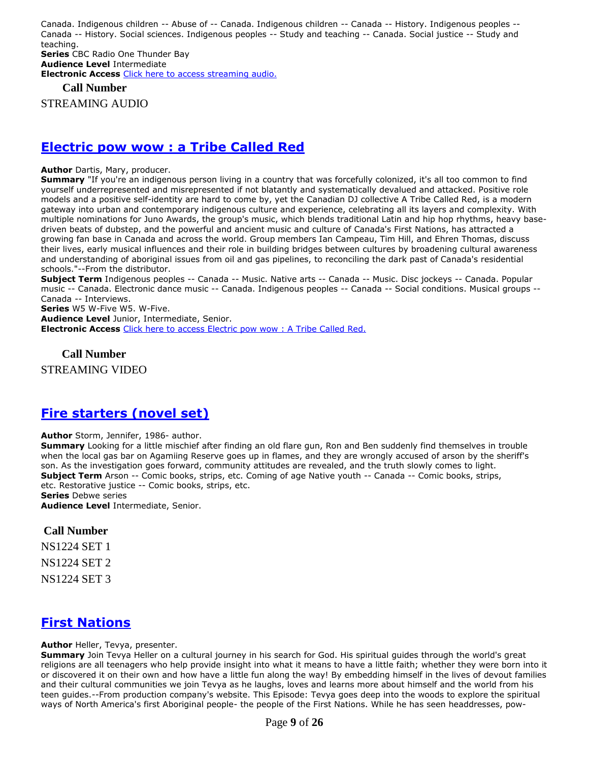Canada. Indigenous children -- Abuse of -- Canada. Indigenous children -- Canada -- History. Indigenous peoples -- Canada -- History. Social sciences. Indigenous peoples -- Study and teaching -- Canada. Social justice -- Study and teaching.
**Series** CBC Radio One Thunder Bay
**Audience Level** Intermediate
**Electronic Access** [Click here to access streaming audio.]()

**Call Number**

STREAMING AUDIO

## Electric pow wow : a Tribe Called Red

**Author** Dartis, Mary, producer.
**Summary** "If you're an indigenous person living in a country that was forcefully colonized, it's all too common to find yourself underrepresented and misrepresented if not blatantly and systematically devalued and attacked. Positive role models and a positive self-identity are hard to come by, yet the Canadian DJ collective A Tribe Called Red, is a modern gateway into urban and contemporary indigenous culture and experience, celebrating all its layers and complexity. With multiple nominations for Juno Awards, the group's music, which blends traditional Latin and hip hop rhythms, heavy base-driven beats of dubstep, and the powerful and ancient music and culture of Canada's First Nations, has attracted a growing fan base in Canada and across the world. Group members Ian Campeau, Tim Hill, and Ehren Thomas, discuss their lives, early musical influences and their role in building bridges between cultures by broadening cultural awareness and understanding of aboriginal issues from oil and gas pipelines, to reconciling the dark past of Canada's residential schools."--From the distributor.
**Subject Term** Indigenous peoples -- Canada -- Music. Native arts -- Canada -- Music. Disc jockeys -- Canada. Popular music -- Canada. Electronic dance music -- Canada. Indigenous peoples -- Canada -- Social conditions. Musical groups -- Canada -- Interviews.
**Series** W5 W-Five W5. W-Five.
**Audience Level** Junior, Intermediate, Senior.
**Electronic Access** [Click here to access Electric pow wow : A Tribe Called Red.]()

**Call Number**

STREAMING VIDEO

## Fire starters (novel set)

**Author** Storm, Jennifer, 1986- author.
**Summary** Looking for a little mischief after finding an old flare gun, Ron and Ben suddenly find themselves in trouble when the local gas bar on Agamiing Reserve goes up in flames, and they are wrongly accused of arson by the sheriff's son. As the investigation goes forward, community attitudes are revealed, and the truth slowly comes to light.
**Subject Term** Arson -- Comic books, strips, etc. Coming of age Native youth -- Canada -- Comic books, strips, etc. Restorative justice -- Comic books, strips, etc.
**Series** Debwe series
**Audience Level** Intermediate, Senior.

**Call Number**

NS1224 SET 1
NS1224 SET 2
NS1224 SET 3

## First Nations

**Author** Heller, Tevya, presenter.
**Summary** Join Tevya Heller on a cultural journey in his search for God. His spiritual guides through the world's great religions are all teenagers who help provide insight into what it means to have a little faith; whether they were born into it or discovered it on their own and how have a little fun along the way! By embedding himself in the lives of devout families and their cultural communities we join Tevya as he laughs, loves and learns more about himself and the world from his teen guides.--From production company's website. This Episode: Tevya goes deep into the woods to explore the spiritual ways of North America's first Aboriginal people- the people of the First Nations. While he has seen headdresses, pow-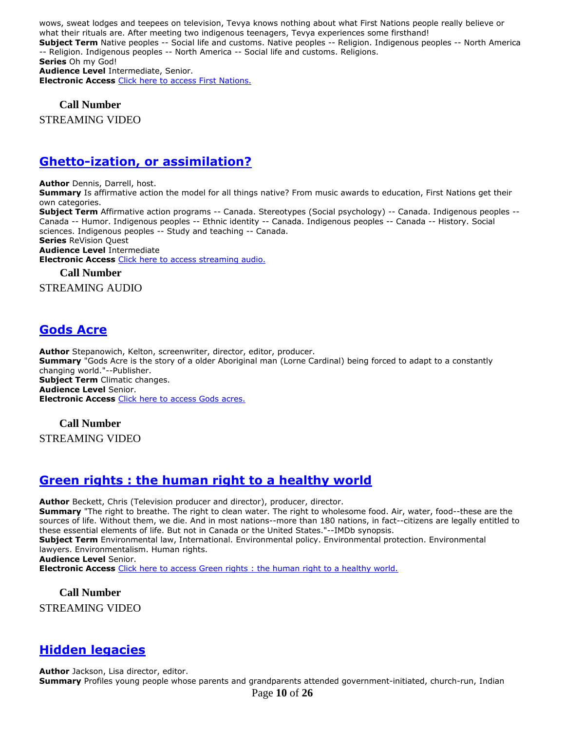wows, sweat lodges and teepees on television, Tevya knows nothing about what First Nations people really believe or what their rituals are. After meeting two indigenous teenagers, Tevya experiences some firsthand!
**Subject Term** Native peoples -- Social life and customs. Native peoples -- Religion. Indigenous peoples -- North America -- Religion. Indigenous peoples -- North America -- Social life and customs. Religions.
**Series** Oh my God!
**Audience Level** Intermediate, Senior.
**Electronic Access** [Click here to access First Nations.]

**Call Number**

STREAMING VIDEO

## Ghetto-ization, or assimilation?

**Author** Dennis, Darrell, host.
**Summary** Is affirmative action the model for all things native? From music awards to education, First Nations get their own categories.
**Subject Term** Affirmative action programs -- Canada. Stereotypes (Social psychology) -- Canada. Indigenous peoples -- Canada -- Humor. Indigenous peoples -- Ethnic identity -- Canada. Indigenous peoples -- Canada -- History. Social sciences. Indigenous peoples -- Study and teaching -- Canada.
**Series** ReVision Quest
**Audience Level** Intermediate
**Electronic Access** [Click here to access streaming audio.]

**Call Number**

STREAMING AUDIO

## Gods Acre

**Author** Stepanowich, Kelton, screenwriter, director, editor, producer.
**Summary** "Gods Acre is the story of a older Aboriginal man (Lorne Cardinal) being forced to adapt to a constantly changing world."--Publisher.
**Subject Term** Climatic changes.
**Audience Level** Senior.
**Electronic Access** [Click here to access Gods acres.]

**Call Number**

STREAMING VIDEO

## Green rights : the human right to a healthy world

**Author** Beckett, Chris (Television producer and director), producer, director.
**Summary** "The right to breathe. The right to clean water. The right to wholesome food. Air, water, food--these are the sources of life. Without them, we die. And in most nations--more than 180 nations, in fact--citizens are legally entitled to these essential elements of life. But not in Canada or the United States."--IMDb synopsis.
**Subject Term** Environmental law, International. Environmental policy. Environmental protection. Environmental lawyers. Environmentalism. Human rights.
**Audience Level** Senior.
**Electronic Access** [Click here to access Green rights : the human right to a healthy world.]

**Call Number**

STREAMING VIDEO

## Hidden legacies

**Author** Jackson, Lisa director, editor.
**Summary** Profiles young people whose parents and grandparents attended government-initiated, church-run, Indian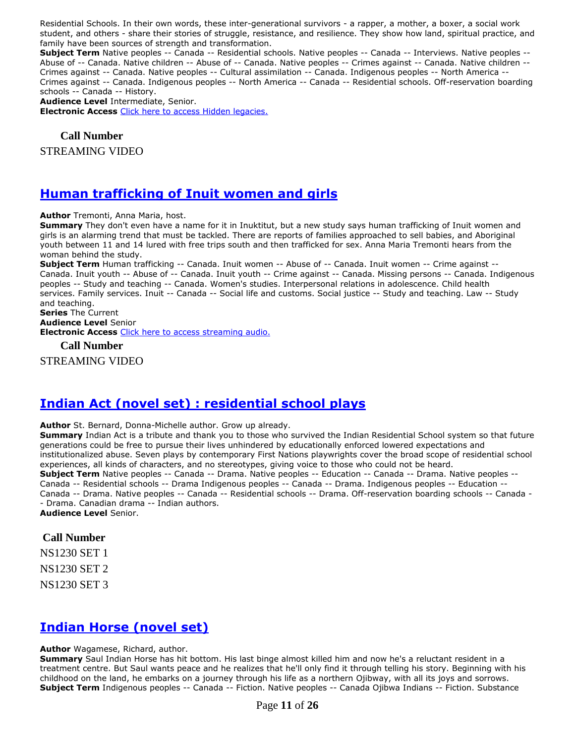Residential Schools. In their own words, these inter-generational survivors - a rapper, a mother, a boxer, a social work student, and others - share their stories of struggle, resistance, and resilience. They show how land, spiritual practice, and family have been sources of strength and transformation.
**Subject Term** Native peoples -- Canada -- Residential schools. Native peoples -- Canada -- Interviews. Native peoples -- Abuse of -- Canada. Native children -- Abuse of -- Canada. Native peoples -- Crimes against -- Canada. Native children -- Crimes against -- Canada. Native peoples -- Cultural assimilation -- Canada. Indigenous peoples -- North America -- Crimes against -- Canada. Indigenous peoples -- North America -- Canada -- Residential schools. Off-reservation boarding schools -- Canada -- History.
**Audience Level** Intermediate, Senior.
**Electronic Access** Click here to access Hidden legacies.

**Call Number**

STREAMING VIDEO

## Human trafficking of Inuit women and girls

**Author** Tremonti, Anna Maria, host.
**Summary** They don't even have a name for it in Inuktitut, but a new study says human trafficking of Inuit women and girls is an alarming trend that must be tackled. There are reports of families approached to sell babies, and Aboriginal youth between 11 and 14 lured with free trips south and then trafficked for sex. Anna Maria Tremonti hears from the woman behind the study.
**Subject Term** Human trafficking -- Canada. Inuit women -- Abuse of -- Canada. Inuit women -- Crime against -- Canada. Inuit youth -- Abuse of -- Canada. Inuit youth -- Crime against -- Canada. Missing persons -- Canada. Indigenous peoples -- Study and teaching -- Canada. Women's studies. Interpersonal relations in adolescence. Child health services. Family services. Inuit -- Canada -- Social life and customs. Social justice -- Study and teaching. Law -- Study and teaching.
**Series** The Current
**Audience Level** Senior
**Electronic Access** Click here to access streaming audio.

**Call Number**

STREAMING VIDEO

## Indian Act (novel set) : residential school plays

**Author** St. Bernard, Donna-Michelle author. Grow up already.
**Summary** Indian Act is a tribute and thank you to those who survived the Indian Residential School system so that future generations could be free to pursue their lives unhindered by educationally enforced lowered expectations and institutionalized abuse. Seven plays by contemporary First Nations playwrights cover the broad scope of residential school experiences, all kinds of characters, and no stereotypes, giving voice to those who could not be heard.
**Subject Term** Native peoples -- Canada -- Drama. Native peoples -- Education -- Canada -- Drama. Native peoples -- Canada -- Residential schools -- Drama Indigenous peoples -- Canada -- Drama. Indigenous peoples -- Education -- Canada -- Drama. Native peoples -- Canada -- Residential schools -- Drama. Off-reservation boarding schools -- Canada -- Drama. Canadian drama -- Indian authors.
**Audience Level** Senior.

**Call Number**

NS1230 SET 1
NS1230 SET 2
NS1230 SET 3

## Indian Horse (novel set)

**Author** Wagamese, Richard, author.
**Summary** Saul Indian Horse has hit bottom. His last binge almost killed him and now he's a reluctant resident in a treatment centre. But Saul wants peace and he realizes that he'll only find it through telling his story. Beginning with his childhood on the land, he embarks on a journey through his life as a northern Ojibway, with all its joys and sorrows.
**Subject Term** Indigenous peoples -- Canada -- Fiction. Native peoples -- Canada Ojibwa Indians -- Fiction. Substance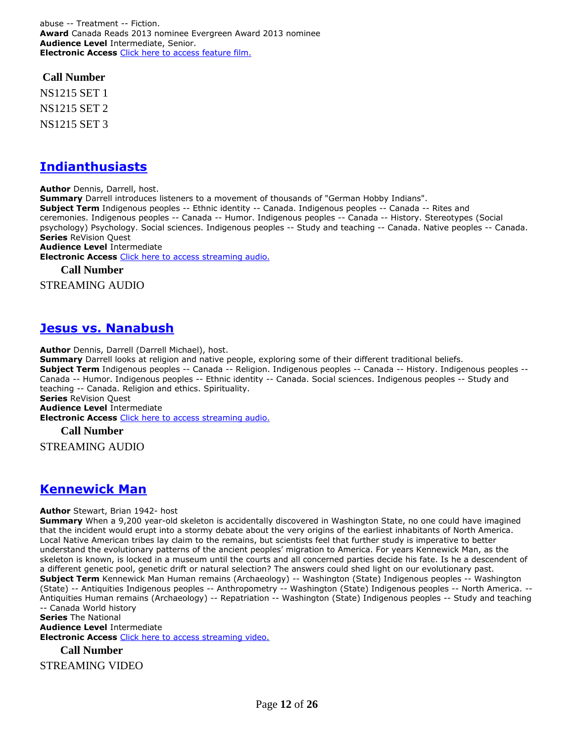abuse -- Treatment -- Fiction.
**Award** Canada Reads 2013 nominee Evergreen Award 2013 nominee
**Audience Level** Intermediate, Senior.
**Electronic Access** [Click here to access feature film.]

**Call Number**

NS1215 SET 1

NS1215 SET 2

NS1215 SET 3

## Indianthusiasts

**Author** Dennis, Darrell, host.
**Summary** Darrell introduces listeners to a movement of thousands of "German Hobby Indians".
**Subject Term** Indigenous peoples -- Ethnic identity -- Canada. Indigenous peoples -- Canada -- Rites and ceremonies. Indigenous peoples -- Canada -- Humor. Indigenous peoples -- Canada -- History. Stereotypes (Social psychology) Psychology. Social sciences. Indigenous peoples -- Study and teaching -- Canada. Native peoples -- Canada.
**Series** ReVision Quest
**Audience Level** Intermediate
**Electronic Access** [Click here to access streaming audio.]

**Call Number**

STREAMING AUDIO

## Jesus vs. Nanabush

**Author** Dennis, Darrell (Darrell Michael), host.
**Summary** Darrell looks at religion and native people, exploring some of their different traditional beliefs.
**Subject Term** Indigenous peoples -- Canada -- Religion. Indigenous peoples -- Canada -- History. Indigenous peoples -- Canada -- Humor. Indigenous peoples -- Ethnic identity -- Canada. Social sciences. Indigenous peoples -- Study and teaching -- Canada. Religion and ethics. Spirituality.
**Series** ReVision Quest
**Audience Level** Intermediate
**Electronic Access** [Click here to access streaming audio.]

**Call Number**

STREAMING AUDIO

## Kennewick Man

**Author** Stewart, Brian 1942- host
**Summary** When a 9,200 year-old skeleton is accidentally discovered in Washington State, no one could have imagined that the incident would erupt into a stormy debate about the very origins of the earliest inhabitants of North America. Local Native American tribes lay claim to the remains, but scientists feel that further study is imperative to better understand the evolutionary patterns of the ancient peoples' migration to America. For years Kennewick Man, as the skeleton is known, is locked in a museum until the courts and all concerned parties decide his fate. Is he a descendent of a different genetic pool, genetic drift or natural selection? The answers could shed light on our evolutionary past.
**Subject Term** Kennewick Man Human remains (Archaeology) -- Washington (State) Indigenous peoples -- Washington (State) -- Antiquities Indigenous peoples -- Anthropometry -- Washington (State) Indigenous peoples -- North America. -- Antiquities Human remains (Archaeology) -- Repatriation -- Washington (State) Indigenous peoples -- Study and teaching -- Canada World history
**Series** The National
**Audience Level** Intermediate
**Electronic Access** [Click here to access streaming video.]

**Call Number**

STREAMING VIDEO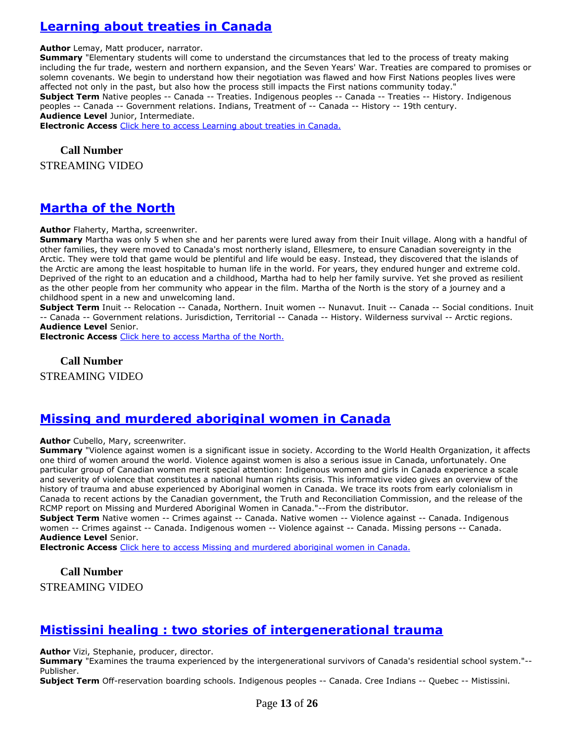## Learning about treaties in Canada

**Author** Lemay, Matt producer, narrator.
**Summary** "Elementary students will come to understand the circumstances that led to the process of treaty making including the fur trade, western and northern expansion, and the Seven Years' War. Treaties are compared to promises or solemn covenants. We begin to understand how their negotiation was flawed and how First Nations peoples lives were affected not only in the past, but also how the process still impacts the First nations community today."
**Subject Term** Native peoples -- Canada -- Treaties. Indigenous peoples -- Canada -- Treaties -- History. Indigenous peoples -- Canada -- Government relations. Indians, Treatment of -- Canada -- History -- 19th century.
**Audience Level** Junior, Intermediate.
**Electronic Access** Click here to access Learning about treaties in Canada.

**Call Number**
STREAMING VIDEO

## Martha of the North

**Author** Flaherty, Martha, screenwriter.
**Summary** Martha was only 5 when she and her parents were lured away from their Inuit village. Along with a handful of other families, they were moved to Canada's most northerly island, Ellesmere, to ensure Canadian sovereignty in the Arctic. They were told that game would be plentiful and life would be easy. Instead, they discovered that the islands of the Arctic are among the least hospitable to human life in the world. For years, they endured hunger and extreme cold. Deprived of the right to an education and a childhood, Martha had to help her family survive. Yet she proved as resilient as the other people from her community who appear in the film. Martha of the North is the story of a journey and a childhood spent in a new and unwelcoming land.
**Subject Term** Inuit -- Relocation -- Canada, Northern. Inuit women -- Nunavut. Inuit -- Canada -- Social conditions. Inuit -- Canada -- Government relations. Jurisdiction, Territorial -- Canada -- History. Wilderness survival -- Arctic regions.
**Audience Level** Senior.
**Electronic Access** Click here to access Martha of the North.

**Call Number**
STREAMING VIDEO

## Missing and murdered aboriginal women in Canada

**Author** Cubello, Mary, screenwriter.
**Summary** "Violence against women is a significant issue in society. According to the World Health Organization, it affects one third of women around the world. Violence against women is also a serious issue in Canada, unfortunately. One particular group of Canadian women merit special attention: Indigenous women and girls in Canada experience a scale and severity of violence that constitutes a national human rights crisis. This informative video gives an overview of the history of trauma and abuse experienced by Aboriginal women in Canada. We trace its roots from early colonialism in Canada to recent actions by the Canadian government, the Truth and Reconciliation Commission, and the release of the RCMP report on Missing and Murdered Aboriginal Women in Canada."--From the distributor.
**Subject Term** Native women -- Crimes against -- Canada. Native women -- Violence against -- Canada. Indigenous women -- Crimes against -- Canada. Indigenous women -- Violence against -- Canada. Missing persons -- Canada.
**Audience Level** Senior.
**Electronic Access** Click here to access Missing and murdered aboriginal women in Canada.

**Call Number**
STREAMING VIDEO

## Mistissini healing : two stories of intergenerational trauma

**Author** Vizi, Stephanie, producer, director.
**Summary** "Examines the trauma experienced by the intergenerational survivors of Canada's residential school system."--Publisher.
**Subject Term** Off-reservation boarding schools. Indigenous peoples -- Canada. Cree Indians -- Quebec -- Mistissini.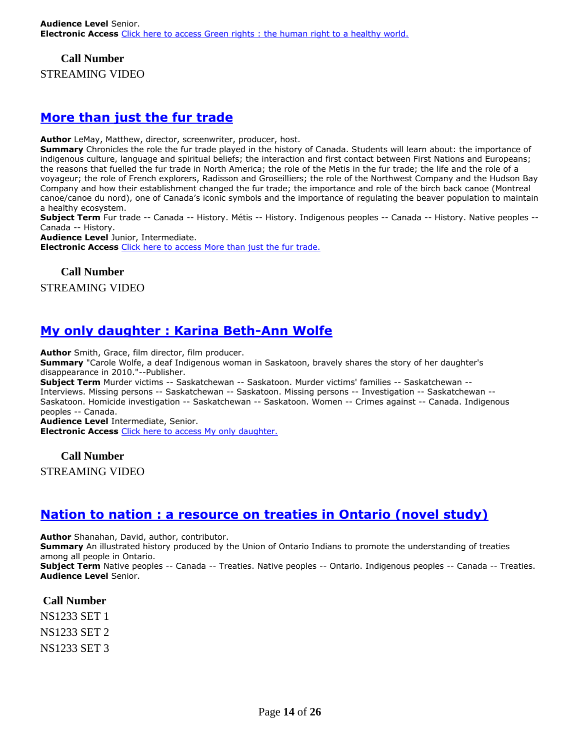**Audience Level** Senior.
**Electronic Access** [Click here to access Green rights : the human right to a healthy world.]

**Call Number**

STREAMING VIDEO

## [More than just the fur trade]

**Author** LeMay, Matthew, director, screenwriter, producer, host.
**Summary** Chronicles the role the fur trade played in the history of Canada. Students will learn about: the importance of indigenous culture, language and spiritual beliefs; the interaction and first contact between First Nations and Europeans; the reasons that fuelled the fur trade in North America; the role of the Metis in the fur trade; the life and the role of a voyageur; the role of French explorers, Radisson and Groseilliers; the role of the Northwest Company and the Hudson Bay Company and how their establishment changed the fur trade; the importance and role of the birch back canoe (Montreal canoe/canoe du nord), one of Canada's iconic symbols and the importance of regulating the beaver population to maintain a healthy ecosystem.
**Subject Term** Fur trade -- Canada -- History. Métis -- History. Indigenous peoples -- Canada -- History. Native peoples -- Canada -- History.
**Audience Level** Junior, Intermediate.
**Electronic Access** [Click here to access More than just the fur trade.]

**Call Number**

STREAMING VIDEO

## [My only daughter : Karina Beth-Ann Wolfe]

**Author** Smith, Grace, film director, film producer.
**Summary** "Carole Wolfe, a deaf Indigenous woman in Saskatoon, bravely shares the story of her daughter's disappearance in 2010."--Publisher.
**Subject Term** Murder victims -- Saskatchewan -- Saskatoon. Murder victims' families -- Saskatchewan -- Interviews. Missing persons -- Saskatchewan -- Saskatoon. Missing persons -- Investigation -- Saskatchewan -- Saskatoon. Homicide investigation -- Saskatchewan -- Saskatoon. Women -- Crimes against -- Canada. Indigenous peoples -- Canada.
**Audience Level** Intermediate, Senior.
**Electronic Access** [Click here to access My only daughter.]

**Call Number**

STREAMING VIDEO

## [Nation to nation : a resource on treaties in Ontario (novel study)]

**Author** Shanahan, David, author, contributor.
**Summary** An illustrated history produced by the Union of Ontario Indians to promote the understanding of treaties among all people in Ontario.
**Subject Term** Native peoples -- Canada -- Treaties. Native peoples -- Ontario. Indigenous peoples -- Canada -- Treaties.
**Audience Level** Senior.

**Call Number**

NS1233 SET 1
NS1233 SET 2
NS1233 SET 3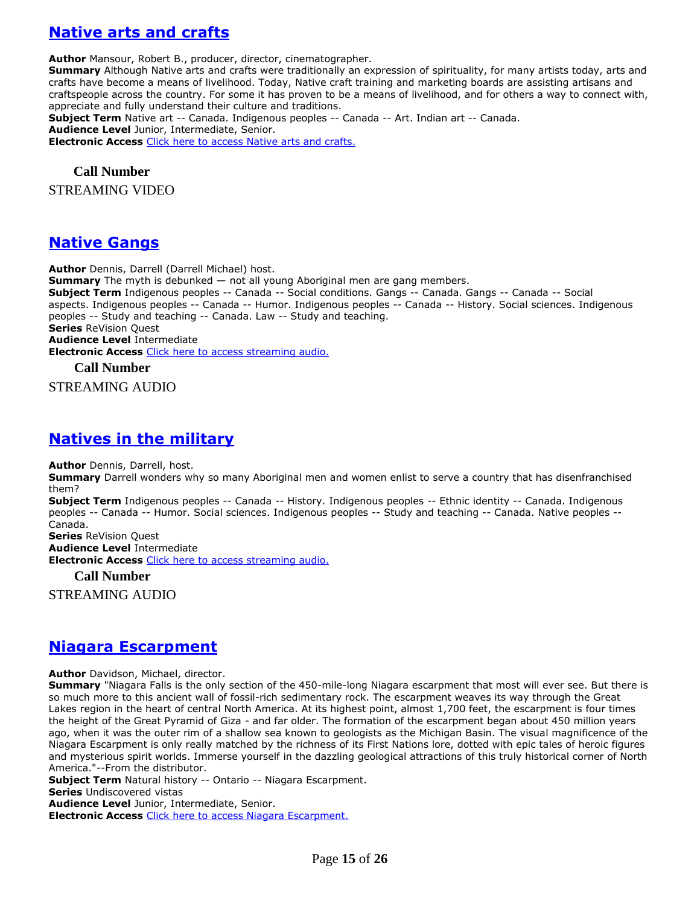## Native arts and crafts

**Author** Mansour, Robert B., producer, director, cinematographer.
**Summary** Although Native arts and crafts were traditionally an expression of spirituality, for many artists today, arts and crafts have become a means of livelihood. Today, Native craft training and marketing boards are assisting artisans and craftspeople across the country. For some it has proven to be a means of livelihood, and for others a way to connect with, appreciate and fully understand their culture and traditions.
**Subject Term** Native art -- Canada. Indigenous peoples -- Canada -- Art. Indian art -- Canada.
**Audience Level** Junior, Intermediate, Senior.
**Electronic Access** Click here to access Native arts and crafts.

**Call Number**

STREAMING VIDEO

## Native Gangs

**Author** Dennis, Darrell (Darrell Michael) host.
**Summary** The myth is debunked — not all young Aboriginal men are gang members.
**Subject Term** Indigenous peoples -- Canada -- Social conditions. Gangs -- Canada. Gangs -- Canada -- Social aspects. Indigenous peoples -- Canada -- Humor. Indigenous peoples -- Canada -- History. Social sciences. Indigenous peoples -- Study and teaching -- Canada. Law -- Study and teaching.
**Series** ReVision Quest
**Audience Level** Intermediate
**Electronic Access** Click here to access streaming audio.

**Call Number**

STREAMING AUDIO

## Natives in the military

**Author** Dennis, Darrell, host.
**Summary** Darrell wonders why so many Aboriginal men and women enlist to serve a country that has disenfranchised them?
**Subject Term** Indigenous peoples -- Canada -- History. Indigenous peoples -- Ethnic identity -- Canada. Indigenous peoples -- Canada -- Humor. Social sciences. Indigenous peoples -- Study and teaching -- Canada. Native peoples -- Canada.
**Series** ReVision Quest
**Audience Level** Intermediate
**Electronic Access** Click here to access streaming audio.

**Call Number**

STREAMING AUDIO

## Niagara Escarpment

**Author** Davidson, Michael, director.
**Summary** "Niagara Falls is the only section of the 450-mile-long Niagara escarpment that most will ever see. But there is so much more to this ancient wall of fossil-rich sedimentary rock. The escarpment weaves its way through the Great Lakes region in the heart of central North America. At its highest point, almost 1,700 feet, the escarpment is four times the height of the Great Pyramid of Giza - and far older. The formation of the escarpment began about 450 million years ago, when it was the outer rim of a shallow sea known to geologists as the Michigan Basin. The visual magnificence of the Niagara Escarpment is only really matched by the richness of its First Nations lore, dotted with epic tales of heroic figures and mysterious spirit worlds. Immerse yourself in the dazzling geological attractions of this truly historical corner of North America."--From the distributor.
**Subject Term** Natural history -- Ontario -- Niagara Escarpment.
**Series** Undiscovered vistas
**Audience Level** Junior, Intermediate, Senior.
**Electronic Access** Click here to access Niagara Escarpment.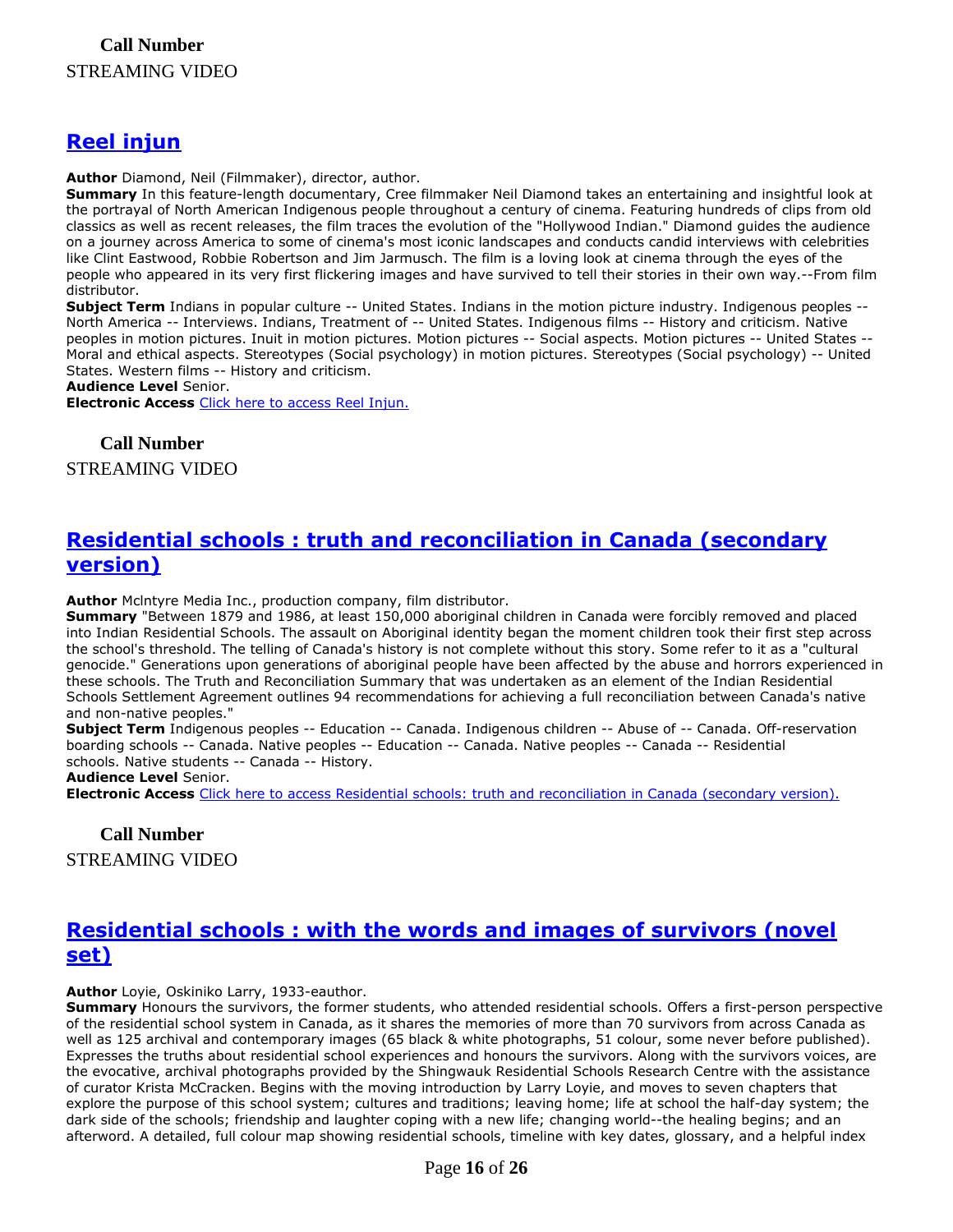**Call Number**

STREAMING VIDEO

## [Reel injun]

**Author** Diamond, Neil (Filmmaker), director, author.
**Summary** In this feature-length documentary, Cree filmmaker Neil Diamond takes an entertaining and insightful look at the portrayal of North American Indigenous people throughout a century of cinema. Featuring hundreds of clips from old classics as well as recent releases, the film traces the evolution of the "Hollywood Indian." Diamond guides the audience on a journey across America to some of cinema's most iconic landscapes and conducts candid interviews with celebrities like Clint Eastwood, Robbie Robertson and Jim Jarmusch. The film is a loving look at cinema through the eyes of the people who appeared in its very first flickering images and have survived to tell their stories in their own way.--From film distributor.
**Subject Term** Indians in popular culture -- United States. Indians in the motion picture industry. Indigenous peoples -- North America -- Interviews. Indians, Treatment of -- United States. Indigenous films -- History and criticism. Native peoples in motion pictures. Inuit in motion pictures. Motion pictures -- Social aspects. Motion pictures -- United States -- Moral and ethical aspects. Stereotypes (Social psychology) in motion pictures. Stereotypes (Social psychology) -- United States. Western films -- History and criticism.
**Audience Level** Senior.
**Electronic Access** [Click here to access Reel Injun.]

**Call Number**

STREAMING VIDEO

## [Residential schools : truth and reconciliation in Canada (secondary version)]

**Author** Mclntyre Media Inc., production company, film distributor.
**Summary** "Between 1879 and 1986, at least 150,000 aboriginal children in Canada were forcibly removed and placed into Indian Residential Schools. The assault on Aboriginal identity began the moment children took their first step across the school's threshold. The telling of Canada's history is not complete without this story. Some refer to it as a "cultural genocide." Generations upon generations of aboriginal people have been affected by the abuse and horrors experienced in these schools. The Truth and Reconciliation Summary that was undertaken as an element of the Indian Residential Schools Settlement Agreement outlines 94 recommendations for achieving a full reconciliation between Canada's native and non-native peoples."
**Subject Term** Indigenous peoples -- Education -- Canada. Indigenous children -- Abuse of -- Canada. Off-reservation boarding schools -- Canada. Native peoples -- Education -- Canada. Native peoples -- Canada -- Residential schools. Native students -- Canada -- History.
**Audience Level** Senior.
**Electronic Access** [Click here to access Residential schools: truth and reconciliation in Canada (secondary version).]

**Call Number**

STREAMING VIDEO

## [Residential schools : with the words and images of survivors (novel set)]

**Author** Loyie, Oskiniko Larry, 1933-eauthor.
**Summary** Honours the survivors, the former students, who attended residential schools. Offers a first-person perspective of the residential school system in Canada, as it shares the memories of more than 70 survivors from across Canada as well as 125 archival and contemporary images (65 black & white photographs, 51 colour, some never before published). Expresses the truths about residential school experiences and honours the survivors. Along with the survivors voices, are the evocative, archival photographs provided by the Shingwauk Residential Schools Research Centre with the assistance of curator Krista McCracken. Begins with the moving introduction by Larry Loyie, and moves to seven chapters that explore the purpose of this school system; cultures and traditions; leaving home; life at school the half-day system; the dark side of the schools; friendship and laughter coping with a new life; changing world--the healing begins; and an afterword. A detailed, full colour map showing residential schools, timeline with key dates, glossary, and a helpful index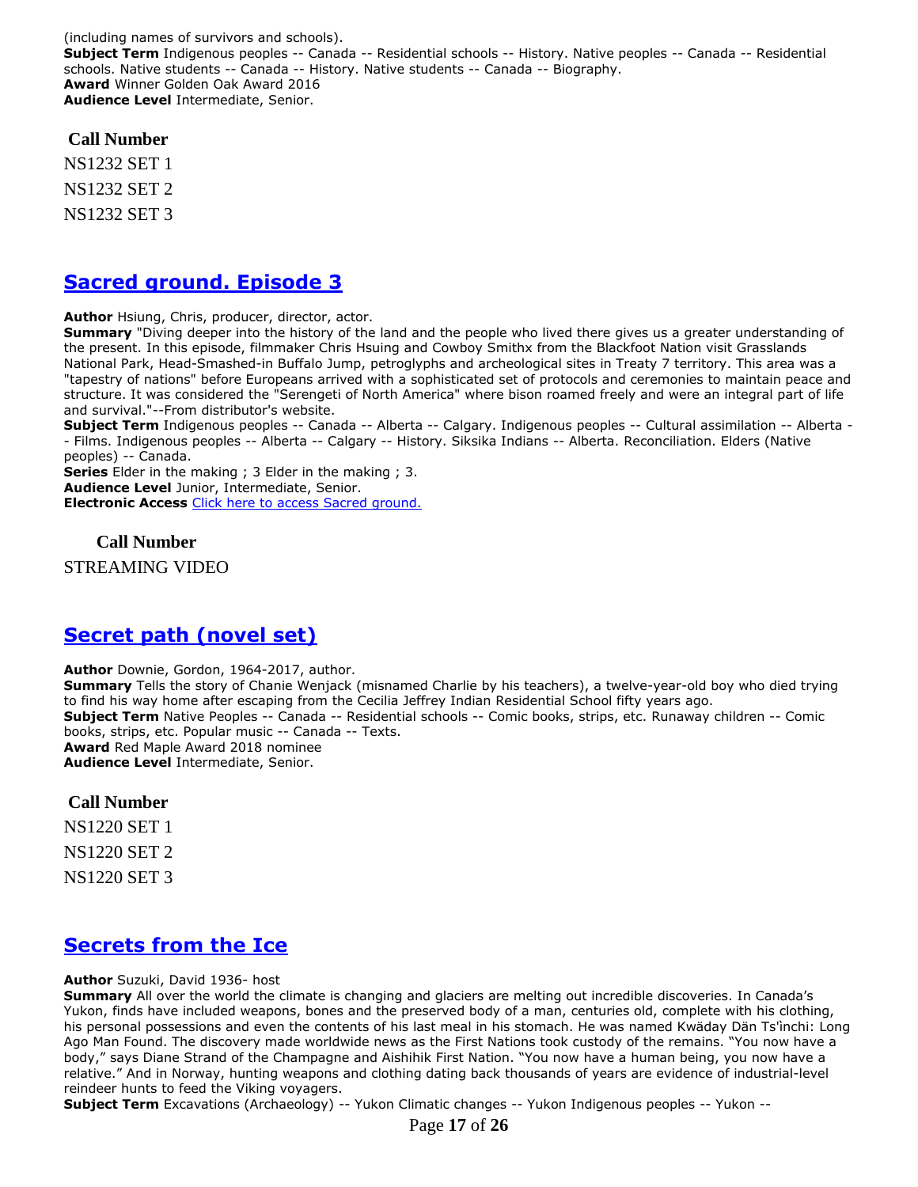(including names of survivors and schools).
**Subject Term** Indigenous peoples -- Canada -- Residential schools -- History. Native peoples -- Canada -- Residential schools. Native students -- Canada -- History. Native students -- Canada -- Biography.
**Award** Winner Golden Oak Award 2016
**Audience Level** Intermediate, Senior.

**Call Number**

NS1232 SET 1

NS1232 SET 2

NS1232 SET 3

## [Sacred ground. Episode 3]

**Author** Hsiung, Chris, producer, director, actor.
**Summary** "Diving deeper into the history of the land and the people who lived there gives us a greater understanding of the present. In this episode, filmmaker Chris Hsuing and Cowboy Smithx from the Blackfoot Nation visit Grasslands National Park, Head-Smashed-in Buffalo Jump, petroglyphs and archeological sites in Treaty 7 territory. This area was a "tapestry of nations" before Europeans arrived with a sophisticated set of protocols and ceremonies to maintain peace and structure. It was considered the "Serengeti of North America" where bison roamed freely and were an integral part of life and survival."--From distributor's website.
**Subject Term** Indigenous peoples -- Canada -- Alberta -- Calgary. Indigenous peoples -- Cultural assimilation -- Alberta -- Films. Indigenous peoples -- Alberta -- Calgary -- History. Siksika Indians -- Alberta. Reconciliation. Elders (Native peoples) -- Canada.
**Series** Elder in the making ; 3 Elder in the making ; 3.
**Audience Level** Junior, Intermediate, Senior.
**Electronic Access** [Click here to access Sacred ground.]

**Call Number**

STREAMING VIDEO

## [Secret path (novel set)]

**Author** Downie, Gordon, 1964-2017, author.
**Summary** Tells the story of Chanie Wenjack (misnamed Charlie by his teachers), a twelve-year-old boy who died trying to find his way home after escaping from the Cecilia Jeffrey Indian Residential School fifty years ago.
**Subject Term** Native Peoples -- Canada -- Residential schools -- Comic books, strips, etc. Runaway children -- Comic books, strips, etc. Popular music -- Canada -- Texts.
**Award** Red Maple Award 2018 nominee
**Audience Level** Intermediate, Senior.

**Call Number**

NS1220 SET 1

NS1220 SET 2

NS1220 SET 3

## [Secrets from the Ice]

**Author** Suzuki, David 1936- host
**Summary** All over the world the climate is changing and glaciers are melting out incredible discoveries. In Canada's Yukon, finds have included weapons, bones and the preserved body of a man, centuries old, complete with his clothing, his personal possessions and even the contents of his last meal in his stomach. He was named Kwäday Dän Ts'ìnchi: Long Ago Man Found. The discovery made worldwide news as the First Nations took custody of the remains. "You now have a body," says Diane Strand of the Champagne and Aishihik First Nation. "You now have a human being, you now have a relative." And in Norway, hunting weapons and clothing dating back thousands of years are evidence of industrial-level reindeer hunts to feed the Viking voyagers.
**Subject Term** Excavations (Archaeology) -- Yukon Climatic changes -- Yukon Indigenous peoples -- Yukon --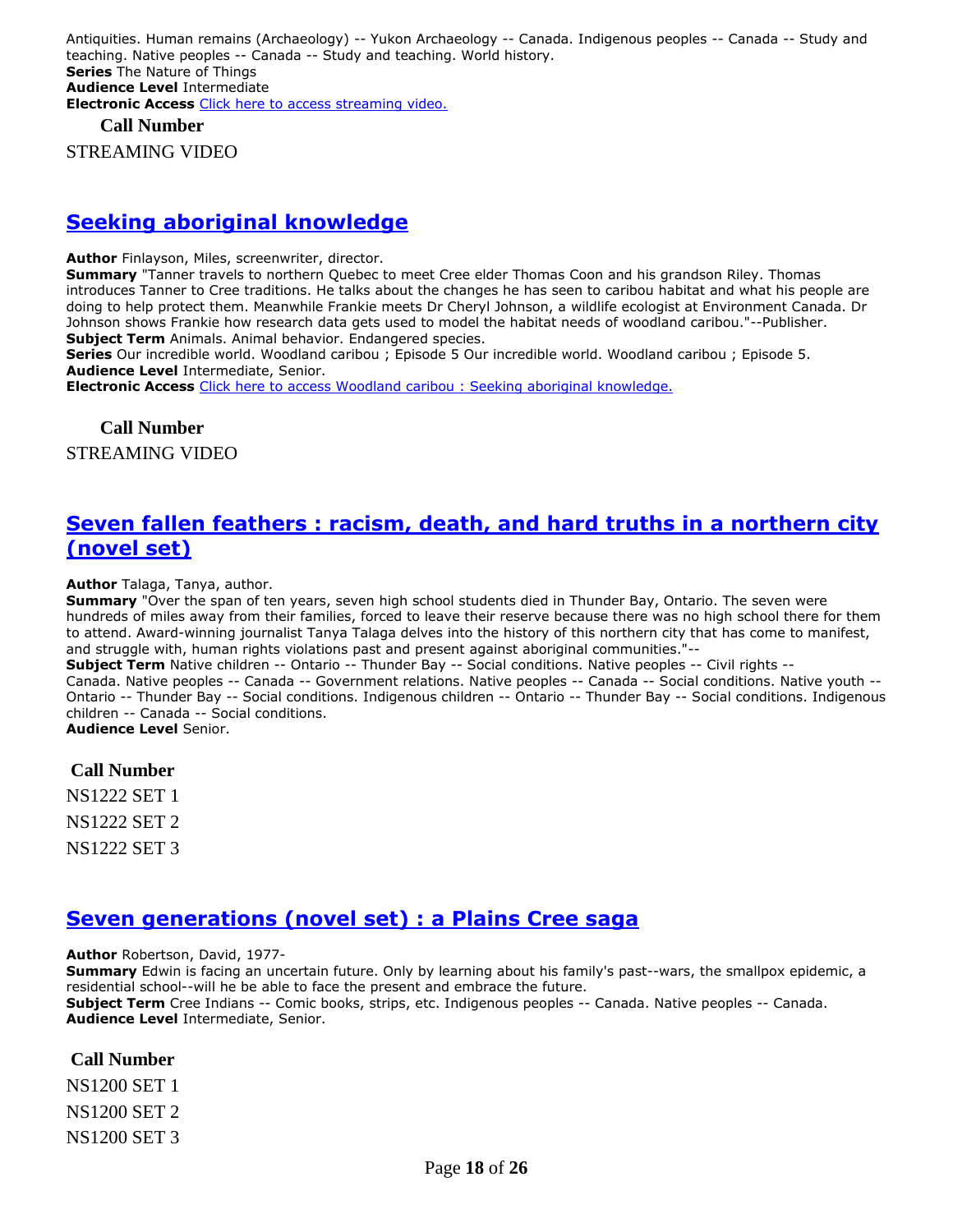Antiquities. Human remains (Archaeology) -- Yukon Archaeology -- Canada. Indigenous peoples -- Canada -- Study and teaching. Native peoples -- Canada -- Study and teaching. World history.
**Series** The Nature of Things
**Audience Level** Intermediate
**Electronic Access** [Click here to access streaming video.]()

**Call Number**

STREAMING VIDEO

## [Seeking aboriginal knowledge]()

**Author** Finlayson, Miles, screenwriter, director.
**Summary** "Tanner travels to northern Quebec to meet Cree elder Thomas Coon and his grandson Riley. Thomas introduces Tanner to Cree traditions. He talks about the changes he has seen to caribou habitat and what his people are doing to help protect them. Meanwhile Frankie meets Dr Cheryl Johnson, a wildlife ecologist at Environment Canada. Dr Johnson shows Frankie how research data gets used to model the habitat needs of woodland caribou."--Publisher.
**Subject Term** Animals. Animal behavior. Endangered species.
**Series** Our incredible world. Woodland caribou ; Episode 5 Our incredible world. Woodland caribou ; Episode 5.
**Audience Level** Intermediate, Senior.
**Electronic Access** [Click here to access Woodland caribou : Seeking aboriginal knowledge.]()

**Call Number**

STREAMING VIDEO

## [Seven fallen feathers : racism, death, and hard truths in a northern city (novel set)]()

**Author** Talaga, Tanya, author.
**Summary** "Over the span of ten years, seven high school students died in Thunder Bay, Ontario. The seven were hundreds of miles away from their families, forced to leave their reserve because there was no high school there for them to attend. Award-winning journalist Tanya Talaga delves into the history of this northern city that has come to manifest, and struggle with, human rights violations past and present against aboriginal communities."--
**Subject Term** Native children -- Ontario -- Thunder Bay -- Social conditions. Native peoples -- Civil rights -- Canada. Native peoples -- Canada -- Government relations. Native peoples -- Canada -- Social conditions. Native youth -- Ontario -- Thunder Bay -- Social conditions. Indigenous children -- Ontario -- Thunder Bay -- Social conditions. Indigenous children -- Canada -- Social conditions.
**Audience Level** Senior.

**Call Number**

NS1222 SET 1
NS1222 SET 2
NS1222 SET 3

## [Seven generations (novel set) : a Plains Cree saga]()

**Author** Robertson, David, 1977-
**Summary** Edwin is facing an uncertain future. Only by learning about his family's past--wars, the smallpox epidemic, a residential school--will he be able to face the present and embrace the future.
**Subject Term** Cree Indians -- Comic books, strips, etc. Indigenous peoples -- Canada. Native peoples -- Canada.
**Audience Level** Intermediate, Senior.

**Call Number**

NS1200 SET 1
NS1200 SET 2
NS1200 SET 3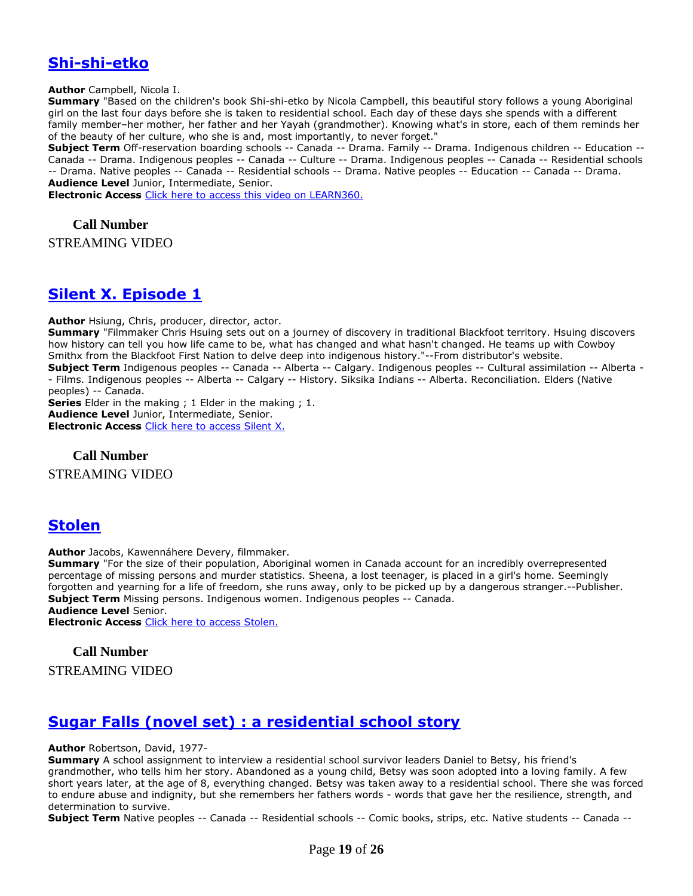## [Shi-shi-etko]

**Author** Campbell, Nicola I.
**Summary** "Based on the children's book Shi-shi-etko by Nicola Campbell, this beautiful story follows a young Aboriginal girl on the last four days before she is taken to residential school. Each day of these days she spends with a different family member–her mother, her father and her Yayah (grandmother). Knowing what's in store, each of them reminds her of the beauty of her culture, who she is and, most importantly, to never forget."
**Subject Term** Off-reservation boarding schools -- Canada -- Drama. Family -- Drama. Indigenous children -- Education -- Canada -- Drama. Indigenous peoples -- Canada -- Culture -- Drama. Indigenous peoples -- Canada -- Residential schools -- Drama. Native peoples -- Canada -- Residential schools -- Drama. Native peoples -- Education -- Canada -- Drama.
**Audience Level** Junior, Intermediate, Senior.
**Electronic Access** [Click here to access this video on LEARN360.]

**Call Number**

STREAMING VIDEO

## [Silent X. Episode 1]

**Author** Hsiung, Chris, producer, director, actor.
**Summary** "Filmmaker Chris Hsuing sets out on a journey of discovery in traditional Blackfoot territory. Hsuing discovers how history can tell you how life came to be, what has changed and what hasn't changed. He teams up with Cowboy Smithx from the Blackfoot First Nation to delve deep into indigenous history."--From distributor's website.
**Subject Term** Indigenous peoples -- Canada -- Alberta -- Calgary. Indigenous peoples -- Cultural assimilation -- Alberta -- Films. Indigenous peoples -- Alberta -- Calgary -- History. Siksika Indians -- Alberta. Reconciliation. Elders (Native peoples) -- Canada.
**Series** Elder in the making ; 1 Elder in the making ; 1.
**Audience Level** Junior, Intermediate, Senior.
**Electronic Access** [Click here to access Silent X.]

**Call Number**

STREAMING VIDEO

## [Stolen]

**Author** Jacobs, Kawennáhere Devery, filmmaker.
**Summary** "For the size of their population, Aboriginal women in Canada account for an incredibly overrepresented percentage of missing persons and murder statistics. Sheena, a lost teenager, is placed in a girl's home. Seemingly forgotten and yearning for a life of freedom, she runs away, only to be picked up by a dangerous stranger.--Publisher.
**Subject Term** Missing persons. Indigenous women. Indigenous peoples -- Canada.
**Audience Level** Senior.
**Electronic Access** [Click here to access Stolen.]

**Call Number**

STREAMING VIDEO

## [Sugar Falls (novel set) : a residential school story]

**Author** Robertson, David, 1977-
**Summary** A school assignment to interview a residential school survivor leaders Daniel to Betsy, his friend's grandmother, who tells him her story. Abandoned as a young child, Betsy was soon adopted into a loving family. A few short years later, at the age of 8, everything changed. Betsy was taken away to a residential school. There she was forced to endure abuse and indignity, but she remembers her fathers words - words that gave her the resilience, strength, and determination to survive.
**Subject Term** Native peoples -- Canada -- Residential schools -- Comic books, strips, etc. Native students -- Canada --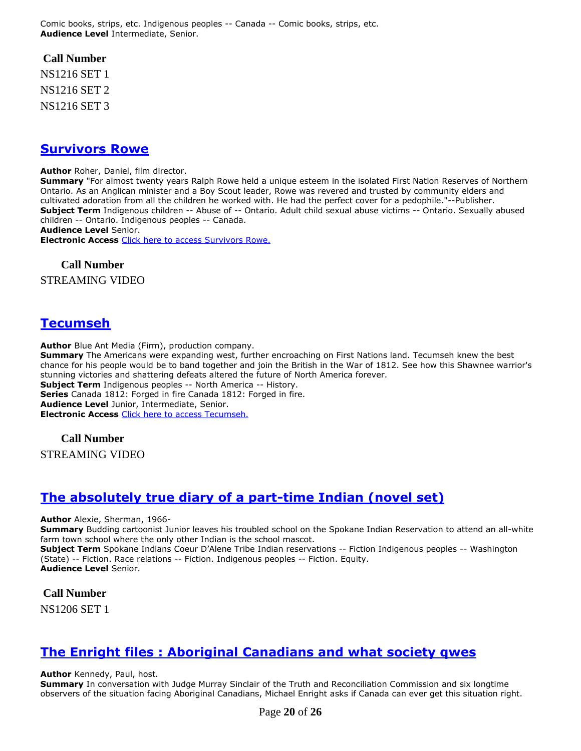Comic books, strips, etc. Indigenous peoples -- Canada -- Comic books, strips, etc.
**Audience Level** Intermediate, Senior.

**Call Number**

NS1216 SET 1

NS1216 SET 2

NS1216 SET 3

## [Survivors Rowe]()

**Author** Roher, Daniel, film director.
**Summary** "For almost twenty years Ralph Rowe held a unique esteem in the isolated First Nation Reserves of Northern Ontario. As an Anglican minister and a Boy Scout leader, Rowe was revered and trusted by community elders and cultivated adoration from all the children he worked with. He had the perfect cover for a pedophile."--Publisher.
**Subject Term** Indigenous children -- Abuse of -- Ontario. Adult child sexual abuse victims -- Ontario. Sexually abused children -- Ontario. Indigenous peoples -- Canada.
**Audience Level** Senior.
**Electronic Access** [Click here to access Survivors Rowe.]()

**Call Number**

STREAMING VIDEO

## [Tecumseh]()

**Author** Blue Ant Media (Firm), production company.
**Summary** The Americans were expanding west, further encroaching on First Nations land. Tecumseh knew the best chance for his people would be to band together and join the British in the War of 1812. See how this Shawnee warrior's stunning victories and shattering defeats altered the future of North America forever.
**Subject Term** Indigenous peoples -- North America -- History.
**Series** Canada 1812: Forged in fire Canada 1812: Forged in fire.
**Audience Level** Junior, Intermediate, Senior.
**Electronic Access** [Click here to access Tecumseh.]()

**Call Number**

STREAMING VIDEO

## [The absolutely true diary of a part-time Indian (novel set)]()

**Author** Alexie, Sherman, 1966-
**Summary** Budding cartoonist Junior leaves his troubled school on the Spokane Indian Reservation to attend an all-white farm town school where the only other Indian is the school mascot.
**Subject Term** Spokane Indians Coeur D'Alene Tribe Indian reservations -- Fiction Indigenous peoples -- Washington (State) -- Fiction. Race relations -- Fiction. Indigenous peoples -- Fiction. Equity.
**Audience Level** Senior.

**Call Number**

NS1206 SET 1

## [The Enright files : Aboriginal Canadians and what society qwes]()

**Author** Kennedy, Paul, host.
**Summary** In conversation with Judge Murray Sinclair of the Truth and Reconciliation Commission and six longtime observers of the situation facing Aboriginal Canadians, Michael Enright asks if Canada can ever get this situation right.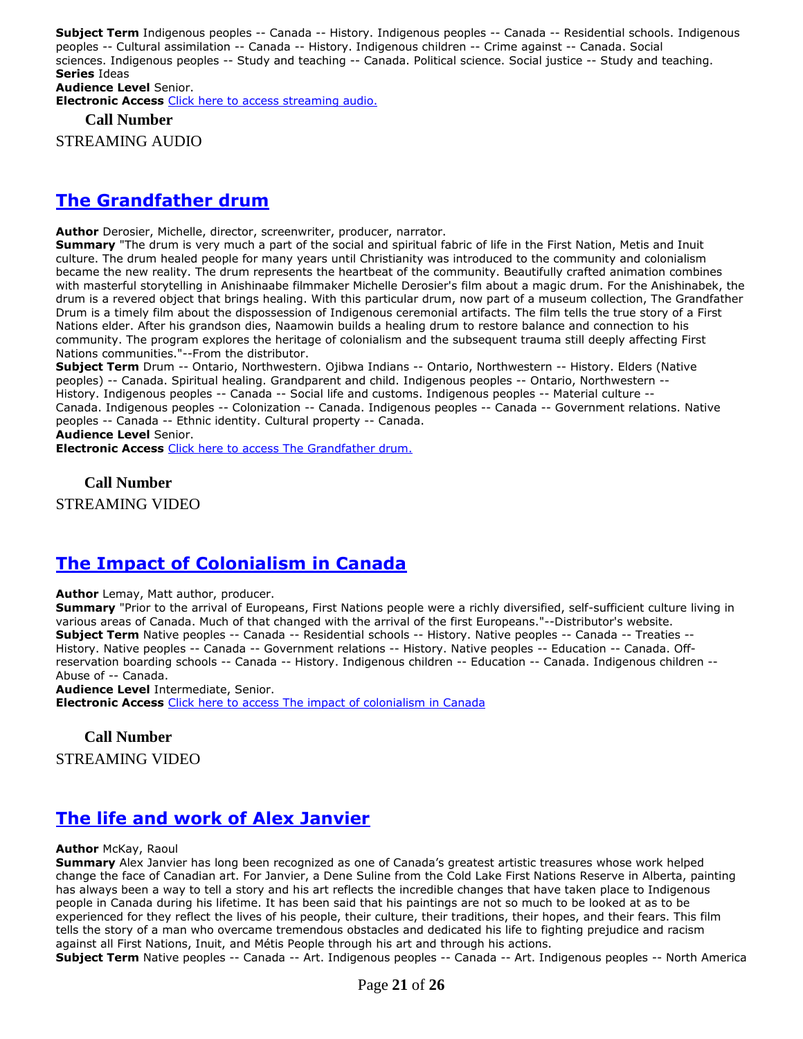**Subject Term** Indigenous peoples -- Canada -- History. Indigenous peoples -- Canada -- Residential schools. Indigenous peoples -- Cultural assimilation -- Canada -- History. Indigenous children -- Crime against -- Canada. Social sciences. Indigenous peoples -- Study and teaching -- Canada. Political science. Social justice -- Study and teaching.
**Series** Ideas
**Audience Level** Senior.
**Electronic Access** Click here to access streaming audio.

**Call Number**

STREAMING AUDIO

## The Grandfather drum

**Author** Derosier, Michelle, director, screenwriter, producer, narrator.
**Summary** "The drum is very much a part of the social and spiritual fabric of life in the First Nation, Metis and Inuit culture. The drum healed people for many years until Christianity was introduced to the community and colonialism became the new reality. The drum represents the heartbeat of the community. Beautifully crafted animation combines with masterful storytelling in Anishinaabe filmmaker Michelle Derosier's film about a magic drum. For the Anishinabek, the drum is a revered object that brings healing. With this particular drum, now part of a museum collection, The Grandfather Drum is a timely film about the dispossession of Indigenous ceremonial artifacts. The film tells the true story of a First Nations elder. After his grandson dies, Naamowin builds a healing drum to restore balance and connection to his community. The program explores the heritage of colonialism and the subsequent trauma still deeply affecting First Nations communities."--From the distributor.
**Subject Term** Drum -- Ontario, Northwestern. Ojibwa Indians -- Ontario, Northwestern -- History. Elders (Native peoples) -- Canada. Spiritual healing. Grandparent and child. Indigenous peoples -- Ontario, Northwestern -- History. Indigenous peoples -- Canada -- Social life and customs. Indigenous peoples -- Material culture -- Canada. Indigenous peoples -- Colonization -- Canada. Indigenous peoples -- Canada -- Government relations. Native peoples -- Canada -- Ethnic identity. Cultural property -- Canada.
**Audience Level** Senior.
**Electronic Access** Click here to access The Grandfather drum.

**Call Number**

STREAMING VIDEO

## The Impact of Colonialism in Canada

**Author** Lemay, Matt author, producer.
**Summary** "Prior to the arrival of Europeans, First Nations people were a richly diversified, self-sufficient culture living in various areas of Canada. Much of that changed with the arrival of the first Europeans."--Distributor's website.
**Subject Term** Native peoples -- Canada -- Residential schools -- History. Native peoples -- Canada -- Treaties -- History. Native peoples -- Canada -- Government relations -- History. Native peoples -- Education -- Canada. Off-reservation boarding schools -- Canada -- History. Indigenous children -- Education -- Canada. Indigenous children -- Abuse of -- Canada.
**Audience Level** Intermediate, Senior.
**Electronic Access** Click here to access The impact of colonialism in Canada

**Call Number**

STREAMING VIDEO

## The life and work of Alex Janvier

**Author** McKay, Raoul
**Summary** Alex Janvier has long been recognized as one of Canada's greatest artistic treasures whose work helped change the face of Canadian art. For Janvier, a Dene Suline from the Cold Lake First Nations Reserve in Alberta, painting has always been a way to tell a story and his art reflects the incredible changes that have taken place to Indigenous people in Canada during his lifetime. It has been said that his paintings are not so much to be looked at as to be experienced for they reflect the lives of his people, their culture, their traditions, their hopes, and their fears. This film tells the story of a man who overcame tremendous obstacles and dedicated his life to fighting prejudice and racism against all First Nations, Inuit, and Métis People through his art and through his actions.
**Subject Term** Native peoples -- Canada -- Art. Indigenous peoples -- Canada -- Art. Indigenous peoples -- North America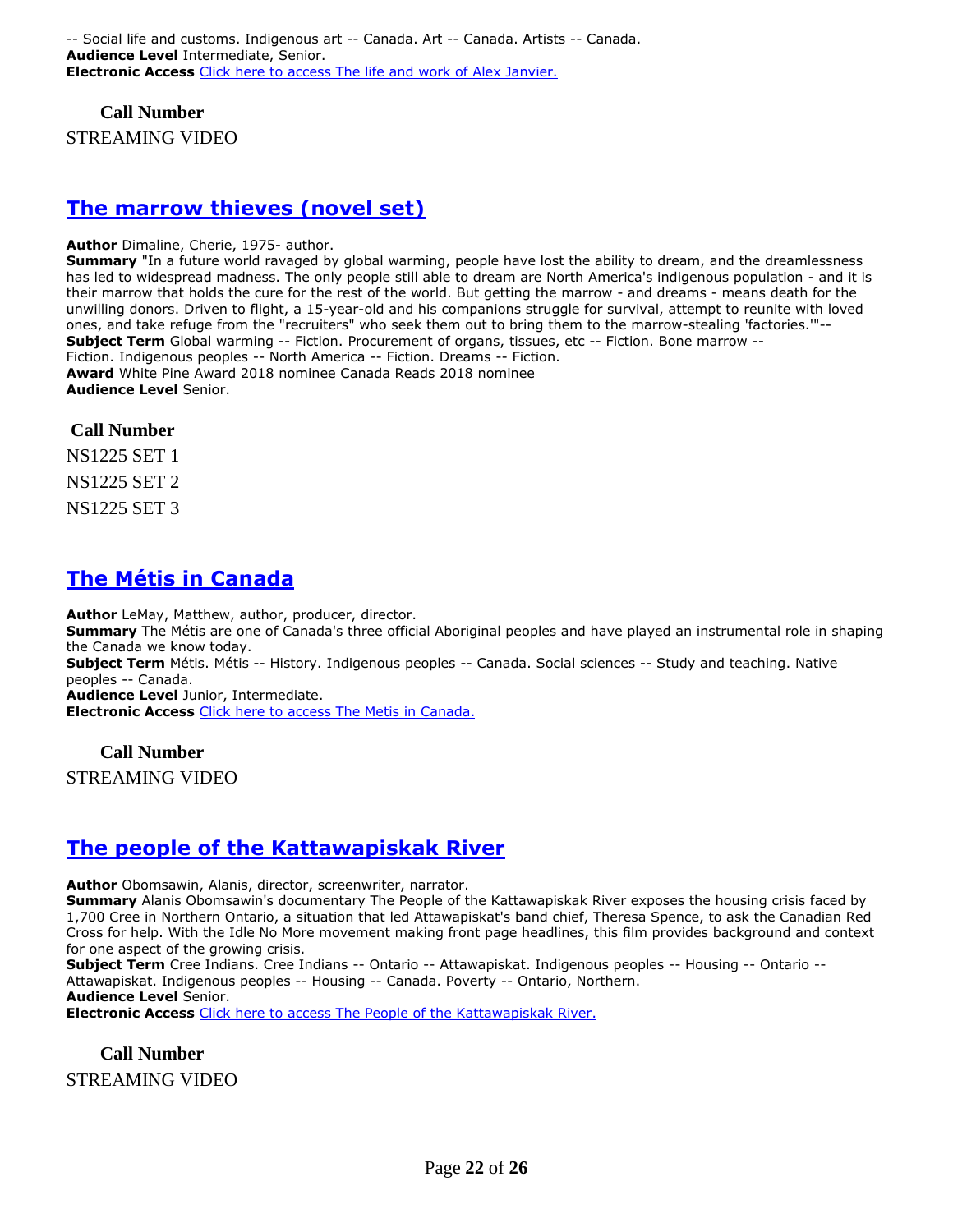-- Social life and customs. Indigenous art -- Canada. Art -- Canada. Artists -- Canada.
**Audience Level** Intermediate, Senior.
**Electronic Access** [Click here to access The life and work of Alex Janvier.]

**Call Number**

STREAMING VIDEO

## The marrow thieves (novel set)

**Author** Dimaline, Cherie, 1975- author.
**Summary** "In a future world ravaged by global warming, people have lost the ability to dream, and the dreamlessness has led to widespread madness. The only people still able to dream are North America's indigenous population - and it is their marrow that holds the cure for the rest of the world. But getting the marrow - and dreams - means death for the unwilling donors. Driven to flight, a 15-year-old and his companions struggle for survival, attempt to reunite with loved ones, and take refuge from the "recruiters" who seek them out to bring them to the marrow-stealing 'factories.'"--
**Subject Term** Global warming -- Fiction. Procurement of organs, tissues, etc -- Fiction. Bone marrow -- Fiction. Indigenous peoples -- North America -- Fiction. Dreams -- Fiction.
**Award** White Pine Award 2018 nominee Canada Reads 2018 nominee
**Audience Level** Senior.

**Call Number**

NS1225 SET 1

NS1225 SET 2

NS1225 SET 3

## The Métis in Canada

**Author** LeMay, Matthew, author, producer, director.
**Summary** The Métis are one of Canada's three official Aboriginal peoples and have played an instrumental role in shaping the Canada we know today.
**Subject Term** Métis. Métis -- History. Indigenous peoples -- Canada. Social sciences -- Study and teaching. Native peoples -- Canada.
**Audience Level** Junior, Intermediate.
**Electronic Access** [Click here to access The Metis in Canada.]

**Call Number**

STREAMING VIDEO

## The people of the Kattawapiskak River

**Author** Obomsawin, Alanis, director, screenwriter, narrator.
**Summary** Alanis Obomsawin's documentary The People of the Kattawapiskak River exposes the housing crisis faced by 1,700 Cree in Northern Ontario, a situation that led Attawapiskat's band chief, Theresa Spence, to ask the Canadian Red Cross for help. With the Idle No More movement making front page headlines, this film provides background and context for one aspect of the growing crisis.
**Subject Term** Cree Indians. Cree Indians -- Ontario -- Attawapiskat. Indigenous peoples -- Housing -- Ontario -- Attawapiskat. Indigenous peoples -- Housing -- Canada. Poverty -- Ontario, Northern.
**Audience Level** Senior.
**Electronic Access** [Click here to access The People of the Kattawapiskak River.]

**Call Number**

STREAMING VIDEO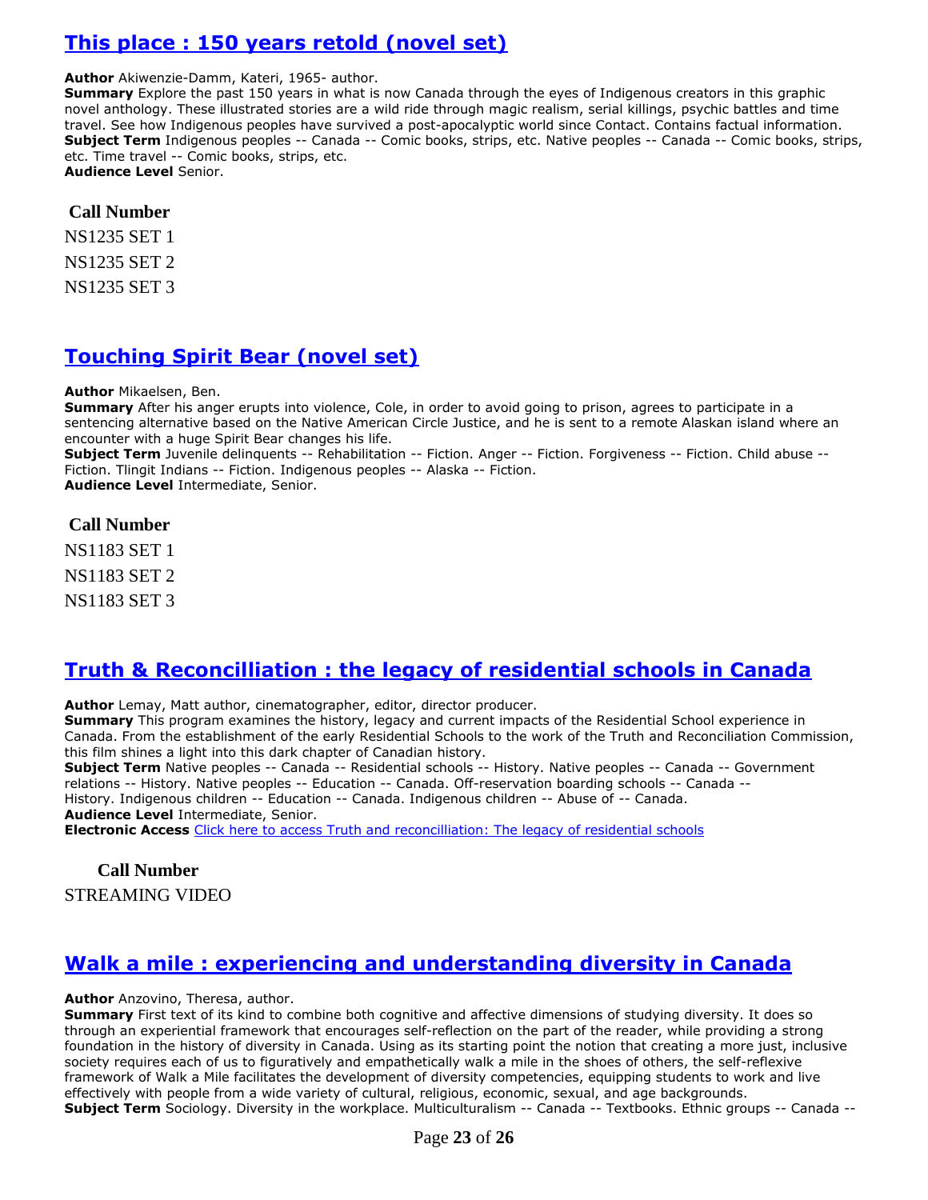## [This place : 150 years retold (novel set)]

**Author** Akiwenzie-Damm, Kateri, 1965- author.
**Summary** Explore the past 150 years in what is now Canada through the eyes of Indigenous creators in this graphic novel anthology. These illustrated stories are a wild ride through magic realism, serial killings, psychic battles and time travel. See how Indigenous peoples have survived a post-apocalyptic world since Contact. Contains factual information.
**Subject Term** Indigenous peoples -- Canada -- Comic books, strips, etc. Native peoples -- Canada -- Comic books, strips, etc. Time travel -- Comic books, strips, etc.
**Audience Level** Senior.

**Call Number**

NS1235 SET 1

NS1235 SET 2

NS1235 SET 3

## [Touching Spirit Bear (novel set)]

**Author** Mikaelsen, Ben.
**Summary** After his anger erupts into violence, Cole, in order to avoid going to prison, agrees to participate in a sentencing alternative based on the Native American Circle Justice, and he is sent to a remote Alaskan island where an encounter with a huge Spirit Bear changes his life.
**Subject Term** Juvenile delinquents -- Rehabilitation -- Fiction. Anger -- Fiction. Forgiveness -- Fiction. Child abuse -- Fiction. Tlingit Indians -- Fiction. Indigenous peoples -- Alaska -- Fiction.
**Audience Level** Intermediate, Senior.

**Call Number**

NS1183 SET 1

NS1183 SET 2

NS1183 SET 3

## [Truth & Reconcilliation : the legacy of residential schools in Canada]

**Author** Lemay, Matt author, cinematographer, editor, director producer.
**Summary** This program examines the history, legacy and current impacts of the Residential School experience in Canada. From the establishment of the early Residential Schools to the work of the Truth and Reconciliation Commission, this film shines a light into this dark chapter of Canadian history.
**Subject Term** Native peoples -- Canada -- Residential schools -- History. Native peoples -- Canada -- Government relations -- History. Native peoples -- Education -- Canada. Off-reservation boarding schools -- Canada -- History. Indigenous children -- Education -- Canada. Indigenous children -- Abuse of -- Canada.
**Audience Level** Intermediate, Senior.
**Electronic Access** [Click here to access Truth and reconcilliation: The legacy of residential schools]

**Call Number**

STREAMING VIDEO

## [Walk a mile : experiencing and understanding diversity in Canada]

**Author** Anzovino, Theresa, author.
**Summary** First text of its kind to combine both cognitive and affective dimensions of studying diversity. It does so through an experiential framework that encourages self-reflection on the part of the reader, while providing a strong foundation in the history of diversity in Canada. Using as its starting point the notion that creating a more just, inclusive society requires each of us to figuratively and empathetically walk a mile in the shoes of others, the self-reflexive framework of Walk a Mile facilitates the development of diversity competencies, equipping students to work and live effectively with people from a wide variety of cultural, religious, economic, sexual, and age backgrounds.
**Subject Term** Sociology. Diversity in the workplace. Multiculturalism -- Canada -- Textbooks. Ethnic groups -- Canada --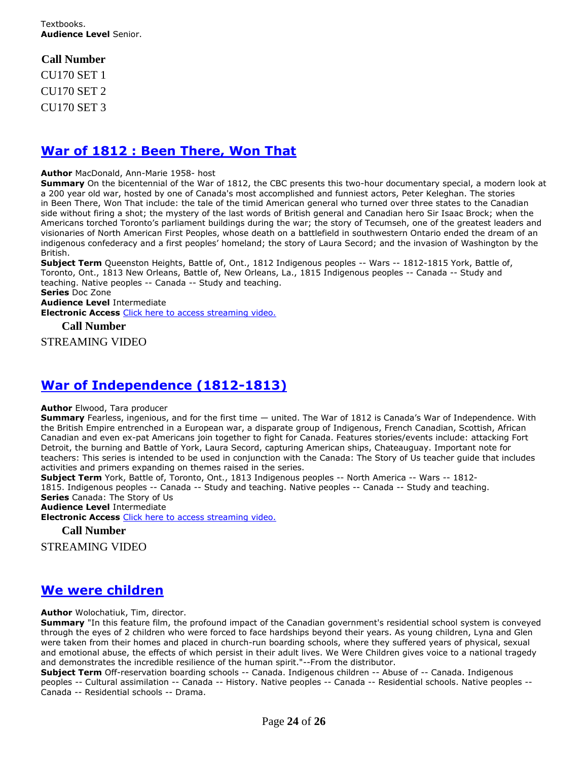Textbooks.
**Audience Level** Senior.

**Call Number**

CU170 SET 1

CU170 SET 2

CU170 SET 3

## War of 1812 : Been There, Won That

**Author** MacDonald, Ann-Marie 1958- host
**Summary** On the bicentennial of the War of 1812, the CBC presents this two-hour documentary special, a modern look at a 200 year old war, hosted by one of Canada's most accomplished and funniest actors, Peter Keleghan. The stories in Been There, Won That include: the tale of the timid American general who turned over three states to the Canadian side without firing a shot; the mystery of the last words of British general and Canadian hero Sir Isaac Brock; when the Americans torched Toronto's parliament buildings during the war; the story of Tecumseh, one of the greatest leaders and visionaries of North American First Peoples, whose death on a battlefield in southwestern Ontario ended the dream of an indigenous confederacy and a first peoples' homeland; the story of Laura Secord; and the invasion of Washington by the British.
**Subject Term** Queenston Heights, Battle of, Ont., 1812 Indigenous peoples -- Wars -- 1812-1815 York, Battle of, Toronto, Ont., 1813 New Orleans, Battle of, New Orleans, La., 1815 Indigenous peoples -- Canada -- Study and teaching. Native peoples -- Canada -- Study and teaching.
**Series** Doc Zone
**Audience Level** Intermediate
**Electronic Access** Click here to access streaming video.

**Call Number**

STREAMING VIDEO

## War of Independence (1812-1813)

**Author** Elwood, Tara producer
**Summary** Fearless, ingenious, and for the first time — united. The War of 1812 is Canada's War of Independence. With the British Empire entrenched in a European war, a disparate group of Indigenous, French Canadian, Scottish, African Canadian and even ex-pat Americans join together to fight for Canada. Features stories/events include: attacking Fort Detroit, the burning and Battle of York, Laura Secord, capturing American ships, Chateauguay. Important note for teachers: This series is intended to be used in conjunction with the Canada: The Story of Us teacher guide that includes activities and primers expanding on themes raised in the series.
**Subject Term** York, Battle of, Toronto, Ont., 1813 Indigenous peoples -- North America -- Wars -- 1812-1815. Indigenous peoples -- Canada -- Study and teaching. Native peoples -- Canada -- Study and teaching.
**Series** Canada: The Story of Us
**Audience Level** Intermediate
**Electronic Access** Click here to access streaming video.

**Call Number**

STREAMING VIDEO

## We were children

**Author** Wolochatiuk, Tim, director.
**Summary** "In this feature film, the profound impact of the Canadian government's residential school system is conveyed through the eyes of 2 children who were forced to face hardships beyond their years. As young children, Lyna and Glen were taken from their homes and placed in church-run boarding schools, where they suffered years of physical, sexual and emotional abuse, the effects of which persist in their adult lives. We Were Children gives voice to a national tragedy and demonstrates the incredible resilience of the human spirit."--From the distributor.
**Subject Term** Off-reservation boarding schools -- Canada. Indigenous children -- Abuse of -- Canada. Indigenous peoples -- Cultural assimilation -- Canada -- History. Native peoples -- Canada -- Residential schools. Native peoples -- Canada -- Residential schools -- Drama.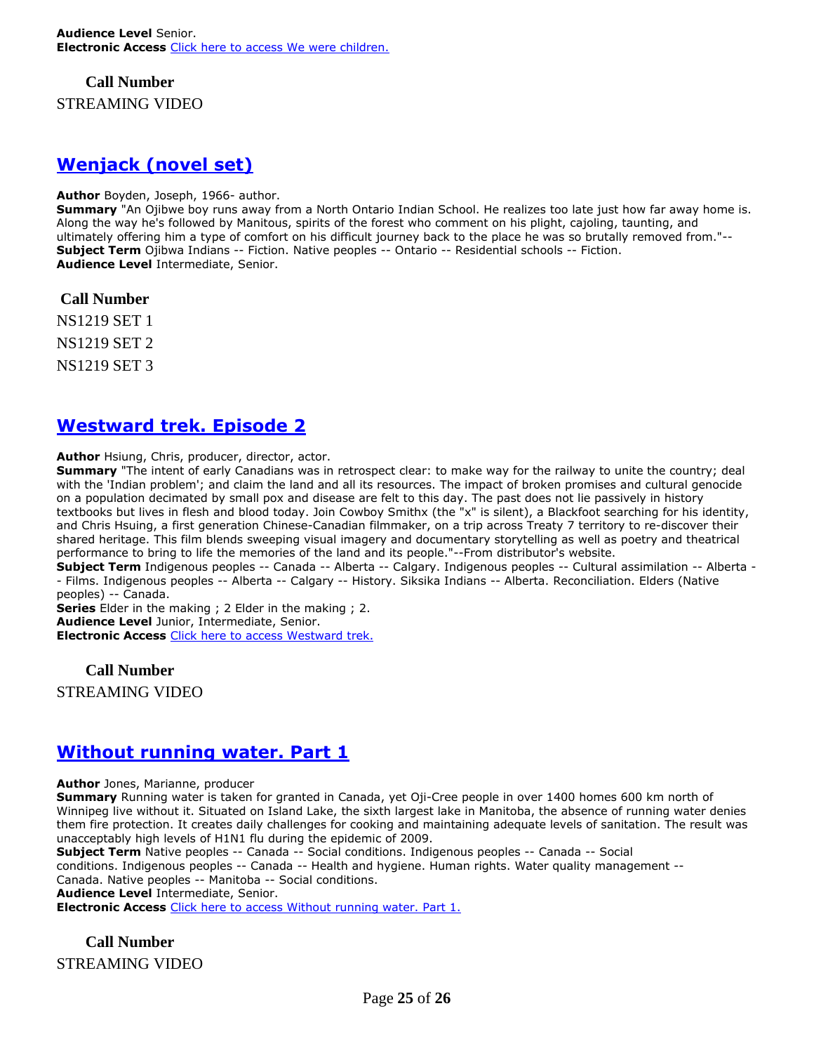**Audience Level** Senior.
**Electronic Access** [Click here to access We were children.]()

**Call Number**

STREAMING VIDEO

## [Wenjack (novel set)]()

**Author** Boyden, Joseph, 1966- author.
**Summary** "An Ojibwe boy runs away from a North Ontario Indian School. He realizes too late just how far away home is. Along the way he's followed by Manitous, spirits of the forest who comment on his plight, cajoling, taunting, and ultimately offering him a type of comfort on his difficult journey back to the place he was so brutally removed from."--
**Subject Term** Ojibwa Indians -- Fiction. Native peoples -- Ontario -- Residential schools -- Fiction.
**Audience Level** Intermediate, Senior.

**Call Number**

NS1219 SET 1

NS1219 SET 2

NS1219 SET 3

## [Westward trek. Episode 2]()

**Author** Hsiung, Chris, producer, director, actor.
**Summary** "The intent of early Canadians was in retrospect clear: to make way for the railway to unite the country; deal with the 'Indian problem'; and claim the land and all its resources. The impact of broken promises and cultural genocide on a population decimated by small pox and disease are felt to this day. The past does not lie passively in history textbooks but lives in flesh and blood today. Join Cowboy Smithx (the "x" is silent), a Blackfoot searching for his identity, and Chris Hsuing, a first generation Chinese-Canadian filmmaker, on a trip across Treaty 7 territory to re-discover their shared heritage. This film blends sweeping visual imagery and documentary storytelling as well as poetry and theatrical performance to bring to life the memories of the land and its people."--From distributor's website.
**Subject Term** Indigenous peoples -- Canada -- Alberta -- Calgary. Indigenous peoples -- Cultural assimilation -- Alberta -- Films. Indigenous peoples -- Alberta -- Calgary -- History. Siksika Indians -- Alberta. Reconciliation. Elders (Native peoples) -- Canada.
**Series** Elder in the making ; 2 Elder in the making ; 2.
**Audience Level** Junior, Intermediate, Senior.
**Electronic Access** [Click here to access Westward trek.]()

**Call Number**

STREAMING VIDEO

## [Without running water. Part 1]()

**Author** Jones, Marianne, producer
**Summary** Running water is taken for granted in Canada, yet Oji-Cree people in over 1400 homes 600 km north of Winnipeg live without it. Situated on Island Lake, the sixth largest lake in Manitoba, the absence of running water denies them fire protection. It creates daily challenges for cooking and maintaining adequate levels of sanitation. The result was unacceptably high levels of H1N1 flu during the epidemic of 2009.
**Subject Term** Native peoples -- Canada -- Social conditions. Indigenous peoples -- Canada -- Social conditions. Indigenous peoples -- Canada -- Health and hygiene. Human rights. Water quality management -- Canada. Native peoples -- Manitoba -- Social conditions.
**Audience Level** Intermediate, Senior.
**Electronic Access** [Click here to access Without running water. Part 1.]()

**Call Number**

STREAMING VIDEO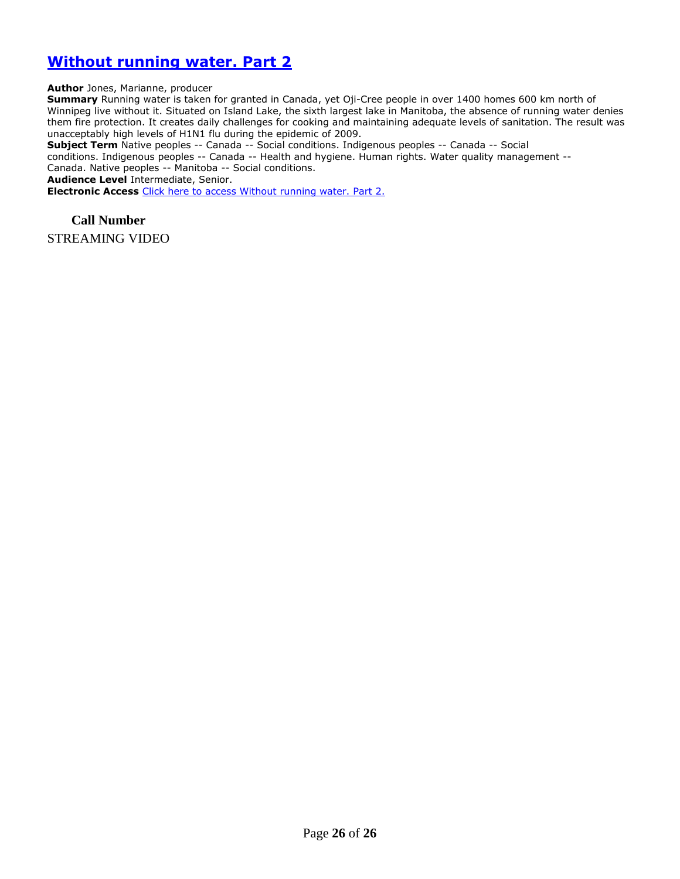## [Without running water. Part 2]

**Author** Jones, Marianne, producer
**Summary** Running water is taken for granted in Canada, yet Oji-Cree people in over 1400 homes 600 km north of Winnipeg live without it. Situated on Island Lake, the sixth largest lake in Manitoba, the absence of running water denies them fire protection. It creates daily challenges for cooking and maintaining adequate levels of sanitation. The result was unacceptably high levels of H1N1 flu during the epidemic of 2009.
**Subject Term** Native peoples -- Canada -- Social conditions. Indigenous peoples -- Canada -- Social conditions. Indigenous peoples -- Canada -- Health and hygiene. Human rights. Water quality management -- Canada. Native peoples -- Manitoba -- Social conditions.
**Audience Level** Intermediate, Senior.
**Electronic Access** [Click here to access Without running water. Part 2.]

**Call Number**
STREAMING VIDEO